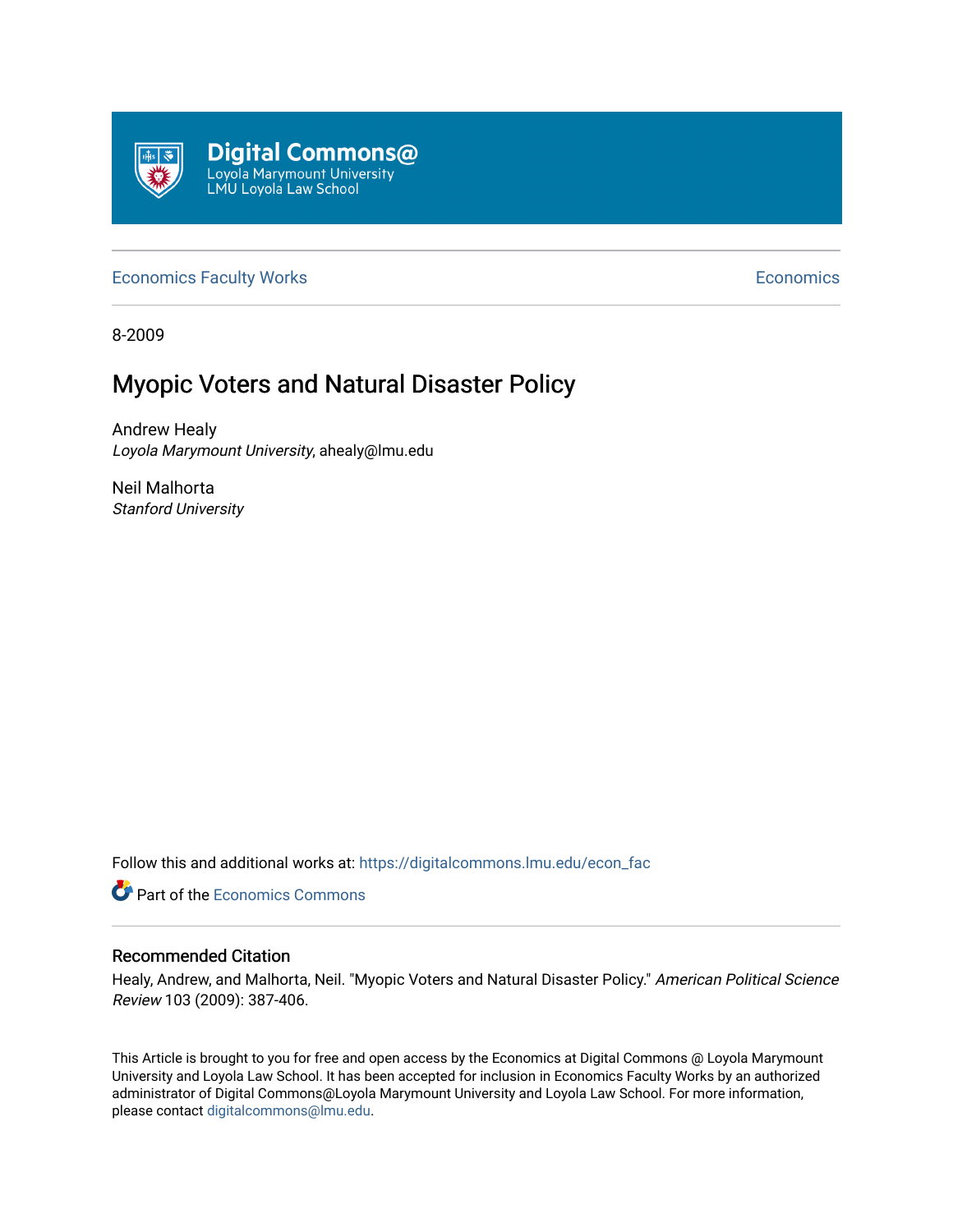Digital Commons@
Loyola Marymount University
LMU Loyola Law School

Economics Faculty Works | Economics

8-2009

# Myopic Voters and Natural Disaster Policy

Andrew Healy
*Loyola Marymount University*, ahealy@lmu.edu

Neil Malhorta
*Stanford University*

Follow this and additional works at: https://digitalcommons.lmu.edu/econ_fac

Part of the Economics Commons

### Recommended Citation

Healy, Andrew, and Malhorta, Neil. "Myopic Voters and Natural Disaster Policy." *American Political Science Review* 103 (2009): 387-406.

This Article is brought to you for free and open access by the Economics at Digital Commons @ Loyola Marymount University and Loyola Law School. It has been accepted for inclusion in Economics Faculty Works by an authorized administrator of Digital Commons@Loyola Marymount University and Loyola Law School. For more information, please contact digitalcommons@lmu.edu.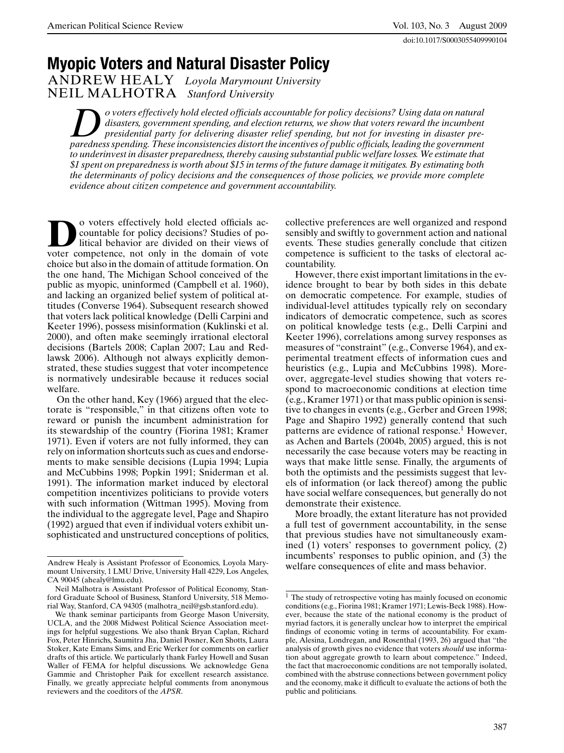# Myopic Voters and Natural Disaster Policy

ANDREW HEALY *Loyola Marymount University*
NEIL MALHOTRA *Stanford University*

*Do voters effectively hold elected officials accountable for policy decisions? Using data on natural disasters, government spending, and election returns, we show that voters reward the incumbent presidential party for delivering disaster relief spending, but not for investing in disaster preparedness spending. These inconsistencies distort the incentives of public officials, leading the government to underinvest in disaster preparedness, thereby causing substantial public welfare losses. We estimate that $1 spent on preparedness is worth about $15 in terms of the future damage it mitigates. By estimating both the determinants of policy decisions and the consequences of those policies, we provide more complete evidence about citizen competence and government accountability.*

Do voters effectively hold elected officials accountable for policy decisions? Studies of political behavior are divided on their views of voter competence, not only in the domain of vote choice but also in the domain of attitude formation. On the one hand, The Michigan School conceived of the public as myopic, uninformed (Campbell et al. 1960), and lacking an organized belief system of political attitudes (Converse 1964). Subsequent research showed that voters lack political knowledge (Delli Carpini and Keeter 1996), possess misinformation (Kuklinski et al. 2000), and often make seemingly irrational electoral decisions (Bartels 2008; Caplan 2007; Lau and Redlawsk 2006). Although not always explicitly demonstrated, these studies suggest that voter incompetence is normatively undesirable because it reduces social welfare.

On the other hand, Key (1966) argued that the electorate is "responsible," in that citizens often vote to reward or punish the incumbent administration for its stewardship of the country (Fiorina 1981; Kramer 1971). Even if voters are not fully informed, they can rely on information shortcuts such as cues and endorsements to make sensible decisions (Lupia 1994; Lupia and McCubbins 1998; Popkin 1991; Sniderman et al. 1991). The information market induced by electoral competition incentivizes politicians to provide voters with such information (Wittman 1995). Moving from the individual to the aggregate level, Page and Shapiro (1992) argued that even if individual voters exhibit unsophisticated and unstructured conceptions of politics, collective preferences are well organized and respond sensibly and swiftly to government action and national events. These studies generally conclude that citizen competence is sufficient to the tasks of electoral accountability.

However, there exist important limitations in the evidence brought to bear by both sides in this debate on democratic competence. For example, studies of individual-level attitudes typically rely on secondary indicators of democratic competence, such as scores on political knowledge tests (e.g., Delli Carpini and Keeter 1996), correlations among survey responses as measures of "constraint" (e.g., Converse 1964), and experimental treatment effects of information cues and heuristics (e.g., Lupia and McCubbins 1998). Moreover, aggregate-level studies showing that voters respond to macroeconomic conditions at election time (e.g., Kramer 1971) or that mass public opinion is sensitive to changes in events (e.g., Gerber and Green 1998; Page and Shapiro 1992) generally contend that such patterns are evidence of rational response.[1] However, as Achen and Bartels (2004b, 2005) argued, this is not necessarily the case because voters may be reacting in ways that make little sense. Finally, the arguments of both the optimists and the pessimists suggest that levels of information (or lack thereof) among the public have social welfare consequences, but generally do not demonstrate their existence.

More broadly, the extant literature has not provided a full test of government accountability, in the sense that previous studies have not simultaneously examined (1) voters' responses to government policy, (2) incumbents' responses to public opinion, and (3) the welfare consequences of elite and mass behavior.

---

Andrew Healy is Assistant Professor of Economics, Loyola Marymount University, 1 LMU Drive, University Hall 4229, Los Angeles, CA 90045 (ahealy@lmu.edu).

Neil Malhotra is Assistant Professor of Political Economy, Stanford Graduate School of Business, Stanford University, 518 Memorial Way, Stanford, CA 94305 (malhotra_neil@gsb.stanford.edu).

We thank seminar participants from George Mason University, UCLA, and the 2008 Midwest Political Science Association meetings for helpful suggestions. We also thank Bryan Caplan, Richard Fox, Peter Hinrichs, Saumitra Jha, Daniel Posner, Ken Shotts, Laura Stoker, Kate Emans Sims, and Eric Werker for comments on earlier drafts of this article. We particularly thank Farley Howell and Susan Waller of FEMA for helpful discussions. We acknowledge Gena Gammie and Christopher Paik for excellent research assistance. Finally, we greatly appreciate helpful comments from anonymous reviewers and the coeditors of the *APSR*.

[1] The study of retrospective voting has mainly focused on economic conditions (e.g., Fiorina 1981; Kramer 1971; Lewis-Beck 1988). However, because the state of the national economy is the product of myriad factors, it is generally unclear how to interpret the empirical findings of economic voting in terms of accountability. For example, Alesina, Londregan, and Rosenthal (1993, 26) argued that "the analysis of growth gives no evidence that voters *should* use information about aggregate growth to learn about competence." Indeed, the fact that macroeconomic conditions are not temporally isolated, combined with the abstruse connections between government policy and the economy, make it difficult to evaluate the actions of both the public and politicians.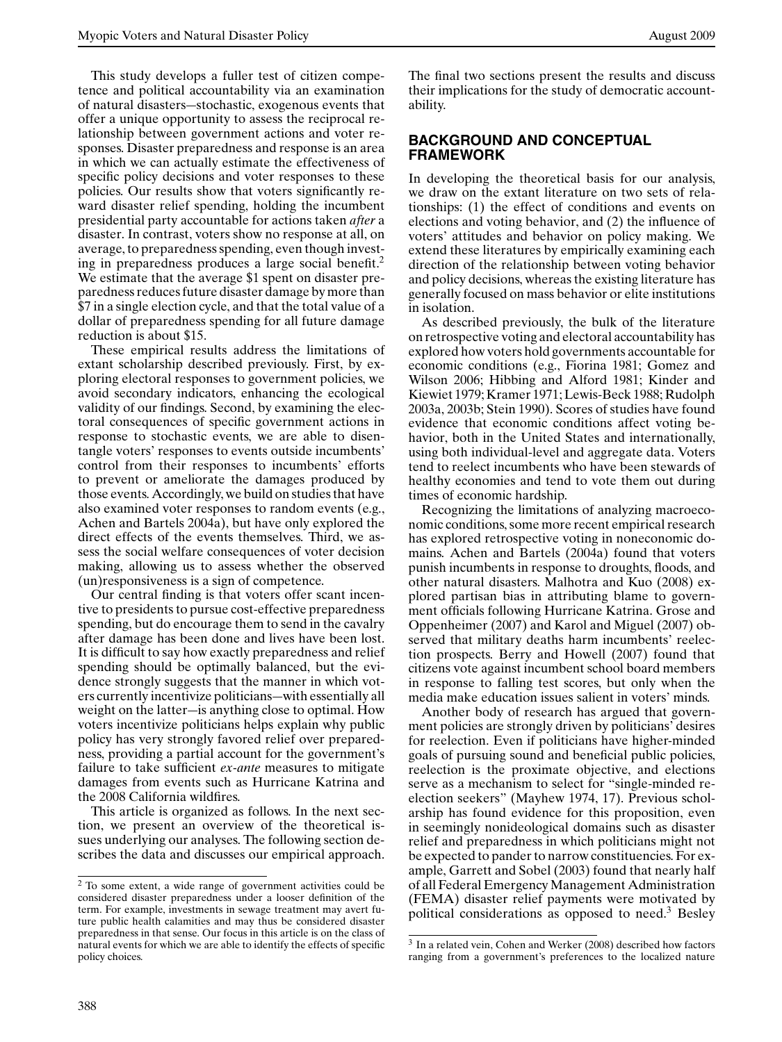This study develops a fuller test of citizen competence and political accountability via an examination of natural disasters—stochastic, exogenous events that offer a unique opportunity to assess the reciprocal relationship between government actions and voter responses. Disaster preparedness and response is an area in which we can actually estimate the effectiveness of specific policy decisions and voter responses to these policies. Our results show that voters significantly reward disaster relief spending, holding the incumbent presidential party accountable for actions taken *after* a disaster. In contrast, voters show no response at all, on average, to preparedness spending, even though investing in preparedness produces a large social benefit.[2] We estimate that the average \$1 spent on disaster preparedness reduces future disaster damage by more than \$7 in a single election cycle, and that the total value of a dollar of preparedness spending for all future damage reduction is about \$15.

These empirical results address the limitations of extant scholarship described previously. First, by exploring electoral responses to government policies, we avoid secondary indicators, enhancing the ecological validity of our findings. Second, by examining the electoral consequences of specific government actions in response to stochastic events, we are able to disentangle voters' responses to events outside incumbents' control from their responses to incumbents' efforts to prevent or ameliorate the damages produced by those events. Accordingly, we build on studies that have also examined voter responses to random events (e.g., Achen and Bartels 2004a), but have only explored the direct effects of the events themselves. Third, we assess the social welfare consequences of voter decision making, allowing us to assess whether the observed (un)responsiveness is a sign of competence.

Our central finding is that voters offer scant incentive to presidents to pursue cost-effective preparedness spending, but do encourage them to send in the cavalry after damage has been done and lives have been lost. It is difficult to say how exactly preparedness and relief spending should be optimally balanced, but the evidence strongly suggests that the manner in which voters currently incentivize politicians—with essentially all weight on the latter—is anything close to optimal. How voters incentivize politicians helps explain why public policy has very strongly favored relief over preparedness, providing a partial account for the government's failure to take sufficient *ex-ante* measures to mitigate damages from events such as Hurricane Katrina and the 2008 California wildfires.

This article is organized as follows. In the next section, we present an overview of the theoretical issues underlying our analyses. The following section describes the data and discusses our empirical approach. The final two sections present the results and discuss their implications for the study of democratic accountability.

## BACKGROUND AND CONCEPTUAL FRAMEWORK

In developing the theoretical basis for our analysis, we draw on the extant literature on two sets of relationships: (1) the effect of conditions and events on elections and voting behavior, and (2) the influence of voters' attitudes and behavior on policy making. We extend these literatures by empirically examining each direction of the relationship between voting behavior and policy decisions, whereas the existing literature has generally focused on mass behavior or elite institutions in isolation.

As described previously, the bulk of the literature on retrospective voting and electoral accountability has explored how voters hold governments accountable for economic conditions (e.g., Fiorina 1981; Gomez and Wilson 2006; Hibbing and Alford 1981; Kinder and Kiewiet 1979; Kramer 1971; Lewis-Beck 1988; Rudolph 2003a, 2003b; Stein 1990). Scores of studies have found evidence that economic conditions affect voting behavior, both in the United States and internationally, using both individual-level and aggregate data. Voters tend to reelect incumbents who have been stewards of healthy economies and tend to vote them out during times of economic hardship.

Recognizing the limitations of analyzing macroeconomic conditions, some more recent empirical research has explored retrospective voting in noneconomic domains. Achen and Bartels (2004a) found that voters punish incumbents in response to droughts, floods, and other natural disasters. Malhotra and Kuo (2008) explored partisan bias in attributing blame to government officials following Hurricane Katrina. Grose and Oppenheimer (2007) and Karol and Miguel (2007) observed that military deaths harm incumbents' reelection prospects. Berry and Howell (2007) found that citizens vote against incumbent school board members in response to falling test scores, but only when the media make education issues salient in voters' minds.

Another body of research has argued that government policies are strongly driven by politicians' desires for reelection. Even if politicians have higher-minded goals of pursuing sound and beneficial public policies, reelection is the proximate objective, and elections serve as a mechanism to select for "single-minded reelection seekers" (Mayhew 1974, 17). Previous scholarship has found evidence for this proposition, even in seemingly nonideological domains such as disaster relief and preparedness in which politicians might not be expected to pander to narrow constituencies. For example, Garrett and Sobel (2003) found that nearly half of all Federal Emergency Management Administration (FEMA) disaster relief payments were motivated by political considerations as opposed to need.[3] Besley

[2] To some extent, a wide range of government activities could be considered disaster preparedness under a looser definition of the term. For example, investments in sewage treatment may avert future public health calamities and may thus be considered disaster preparedness in that sense. Our focus in this article is on the class of natural events for which we are able to identify the effects of specific policy choices.

[3] In a related vein, Cohen and Werker (2008) described how factors ranging from a government's preferences to the localized nature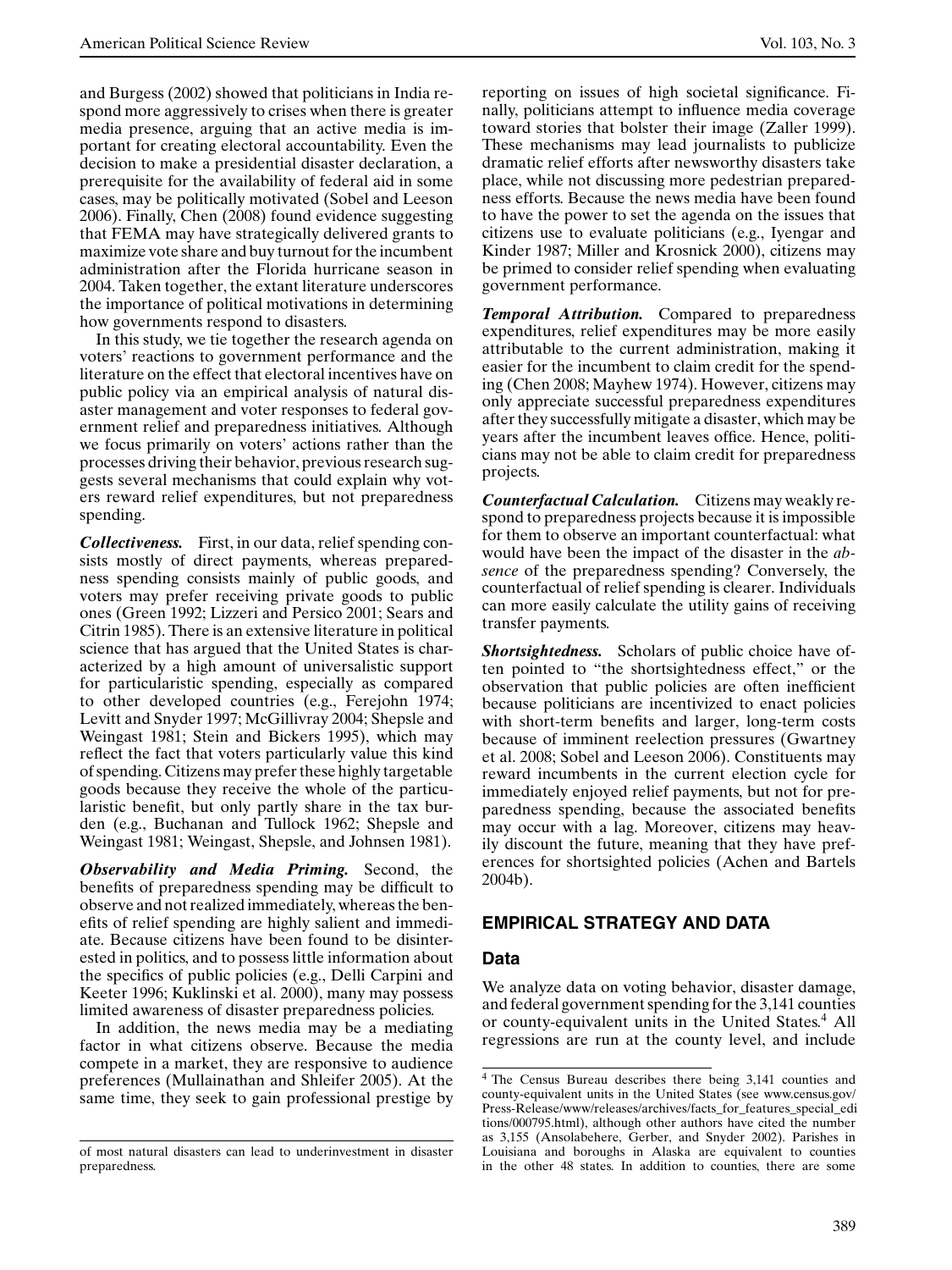and Burgess (2002) showed that politicians in India respond more aggressively to crises when there is greater media presence, arguing that an active media is important for creating electoral accountability. Even the decision to make a presidential disaster declaration, a prerequisite for the availability of federal aid in some cases, may be politically motivated (Sobel and Leeson 2006). Finally, Chen (2008) found evidence suggesting that FEMA may have strategically delivered grants to maximize vote share and buy turnout for the incumbent administration after the Florida hurricane season in 2004. Taken together, the extant literature underscores the importance of political motivations in determining how governments respond to disasters.

In this study, we tie together the research agenda on voters' reactions to government performance and the literature on the effect that electoral incentives have on public policy via an empirical analysis of natural disaster management and voter responses to federal government relief and preparedness initiatives. Although we focus primarily on voters' actions rather than the processes driving their behavior, previous research suggests several mechanisms that could explain why voters reward relief expenditures, but not preparedness spending.

***Collectiveness.*** First, in our data, relief spending consists mostly of direct payments, whereas preparedness spending consists mainly of public goods, and voters may prefer receiving private goods to public ones (Green 1992; Lizzeri and Persico 2001; Sears and Citrin 1985). There is an extensive literature in political science that has argued that the United States is characterized by a high amount of universalistic support for particularistic spending, especially as compared to other developed countries (e.g., Ferejohn 1974; Levitt and Snyder 1997; McGillivray 2004; Shepsle and Weingast 1981; Stein and Bickers 1995), which may reflect the fact that voters particularly value this kind of spending. Citizens may prefer these highly targetable goods because they receive the whole of the particularistic benefit, but only partly share in the tax burden (e.g., Buchanan and Tullock 1962; Shepsle and Weingast 1981; Weingast, Shepsle, and Johnsen 1981).

***Observability and Media Priming.*** Second, the benefits of preparedness spending may be difficult to observe and not realized immediately, whereas the benefits of relief spending are highly salient and immediate. Because citizens have been found to be disinterested in politics, and to possess little information about the specifics of public policies (e.g., Delli Carpini and Keeter 1996; Kuklinski et al. 2000), many may possess limited awareness of disaster preparedness policies.

In addition, the news media may be a mediating factor in what citizens observe. Because the media compete in a market, they are responsive to audience preferences (Mullainathan and Shleifer 2005). At the same time, they seek to gain professional prestige by reporting on issues of high societal significance. Finally, politicians attempt to influence media coverage toward stories that bolster their image (Zaller 1999). These mechanisms may lead journalists to publicize dramatic relief efforts after newsworthy disasters take place, while not discussing more pedestrian preparedness efforts. Because the news media have been found to have the power to set the agenda on the issues that citizens use to evaluate politicians (e.g., Iyengar and Kinder 1987; Miller and Krosnick 2000), citizens may be primed to consider relief spending when evaluating government performance.

***Temporal Attribution.*** Compared to preparedness expenditures, relief expenditures may be more easily attributable to the current administration, making it easier for the incumbent to claim credit for the spending (Chen 2008; Mayhew 1974). However, citizens may only appreciate successful preparedness expenditures after they successfully mitigate a disaster, which may be years after the incumbent leaves office. Hence, politicians may not be able to claim credit for preparedness projects.

***Counterfactual Calculation.*** Citizens may weakly respond to preparedness projects because it is impossible for them to observe an important counterfactual: what would have been the impact of the disaster in the *absence* of the preparedness spending? Conversely, the counterfactual of relief spending is clearer. Individuals can more easily calculate the utility gains of receiving transfer payments.

***Shortsightedness.*** Scholars of public choice have often pointed to "the shortsightedness effect," or the observation that public policies are often inefficient because politicians are incentivized to enact policies with short-term benefits and larger, long-term costs because of imminent reelection pressures (Gwartney et al. 2008; Sobel and Leeson 2006). Constituents may reward incumbents in the current election cycle for immediately enjoyed relief payments, but not for preparedness spending, because the associated benefits may occur with a lag. Moreover, citizens may heavily discount the future, meaning that they have preferences for shortsighted policies (Achen and Bartels 2004b).

## EMPIRICAL STRATEGY AND DATA

### Data

We analyze data on voting behavior, disaster damage, and federal government spending for the 3,141 counties or county-equivalent units in the United States.[4] All regressions are run at the county level, and include

---

of most natural disasters can lead to underinvestment in disaster preparedness.

[4] The Census Bureau describes there being 3,141 counties and county-equivalent units in the United States (see www.census.gov/Press-Release/www/releases/archives/facts_for_features_special_editions/000795.html), although other authors have cited the number as 3,155 (Ansolabehere, Gerber, and Snyder 2002). Parishes in Louisiana and boroughs in Alaska are equivalent to counties in the other 48 states. In addition to counties, there are some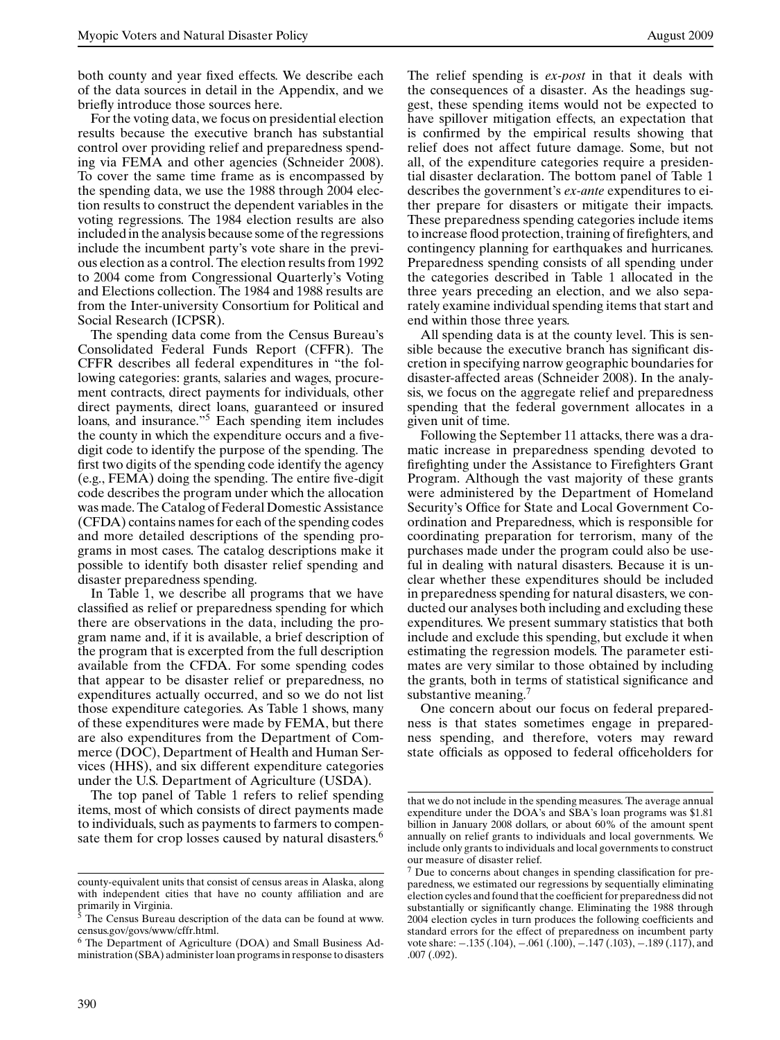both county and year fixed effects. We describe each of the data sources in detail in the Appendix, and we briefly introduce those sources here.

For the voting data, we focus on presidential election results because the executive branch has substantial control over providing relief and preparedness spending via FEMA and other agencies (Schneider 2008). To cover the same time frame as is encompassed by the spending data, we use the 1988 through 2004 election results to construct the dependent variables in the voting regressions. The 1984 election results are also included in the analysis because some of the regressions include the incumbent party's vote share in the previous election as a control. The election results from 1992 to 2004 come from Congressional Quarterly's Voting and Elections collection. The 1984 and 1988 results are from the Inter-university Consortium for Political and Social Research (ICPSR).

The spending data come from the Census Bureau's Consolidated Federal Funds Report (CFFR). The CFFR describes all federal expenditures in "the following categories: grants, salaries and wages, procurement contracts, direct payments for individuals, other direct payments, direct loans, guaranteed or insured loans, and insurance."[5] Each spending item includes the county in which the expenditure occurs and a five-digit code to identify the purpose of the spending. The first two digits of the spending code identify the agency (e.g., FEMA) doing the spending. The entire five-digit code describes the program under which the allocation was made. The Catalog of Federal Domestic Assistance (CFDA) contains names for each of the spending codes and more detailed descriptions of the spending programs in most cases. The catalog descriptions make it possible to identify both disaster relief spending and disaster preparedness spending.

In Table 1, we describe all programs that we have classified as relief or preparedness spending for which there are observations in the data, including the program name and, if it is available, a brief description of the program that is excerpted from the full description available from the CFDA. For some spending codes that appear to be disaster relief or preparedness, no expenditures actually occurred, and so we do not list those expenditure categories. As Table 1 shows, many of these expenditures were made by FEMA, but there are also expenditures from the Department of Commerce (DOC), Department of Health and Human Services (HHS), and six different expenditure categories under the U.S. Department of Agriculture (USDA).

The top panel of Table 1 refers to relief spending items, most of which consists of direct payments made to individuals, such as payments to farmers to compensate them for crop losses caused by natural disasters.[6] The relief spending is *ex-post* in that it deals with the consequences of a disaster. As the headings suggest, these spending items would not be expected to have spillover mitigation effects, an expectation that is confirmed by the empirical results showing that relief does not affect future damage. Some, but not all, of the expenditure categories require a presidential disaster declaration. The bottom panel of Table 1 describes the government's *ex-ante* expenditures to either prepare for disasters or mitigate their impacts. These preparedness spending categories include items to increase flood protection, training of firefighters, and contingency planning for earthquakes and hurricanes. Preparedness spending consists of all spending under the categories described in Table 1 allocated in the three years preceding an election, and we also separately examine individual spending items that start and end within those three years.

All spending data is at the county level. This is sensible because the executive branch has significant discretion in specifying narrow geographic boundaries for disaster-affected areas (Schneider 2008). In the analysis, we focus on the aggregate relief and preparedness spending that the federal government allocates in a given unit of time.

Following the September 11 attacks, there was a dramatic increase in preparedness spending devoted to firefighting under the Assistance to Firefighters Grant Program. Although the vast majority of these grants were administered by the Department of Homeland Security's Office for State and Local Government Coordination and Preparedness, which is responsible for coordinating preparation for terrorism, many of the purchases made under the program could also be useful in dealing with natural disasters. Because it is unclear whether these expenditures should be included in preparedness spending for natural disasters, we conducted our analyses both including and excluding these expenditures. We present summary statistics that both include and exclude this spending, but exclude it when estimating the regression models. The parameter estimates are very similar to those obtained by including the grants, both in terms of statistical significance and substantive meaning.[7]

One concern about our focus on federal preparedness is that states sometimes engage in preparedness spending, and therefore, voters may reward state officials as opposed to federal officeholders for

---

county-equivalent units that consist of census areas in Alaska, along with independent cities that have no county affiliation and are primarily in Virginia.

[5] The Census Bureau description of the data can be found at www.census.gov/govs/www/cffr.html.

[6] The Department of Agriculture (DOA) and Small Business Administration (SBA) administer loan programs in response to disasters that we do not include in the spending measures. The average annual expenditure under the DOA's and SBA's loan programs was $1.81 billion in January 2008 dollars, or about 60% of the amount spent annually on relief grants to individuals and local governments. We include only grants to individuals and local governments to construct our measure of disaster relief.

[7] Due to concerns about changes in spending classification for preparedness, we estimated our regressions by sequentially eliminating election cycles and found that the coefficient for preparedness did not substantially or significantly change. Eliminating the 1988 through 2004 election cycles in turn produces the following coefficients and standard errors for the effect of preparedness on incumbent party vote share: −.135 (.104), −.061 (.100), −.147 (.103), −.189 (.117), and .007 (.092).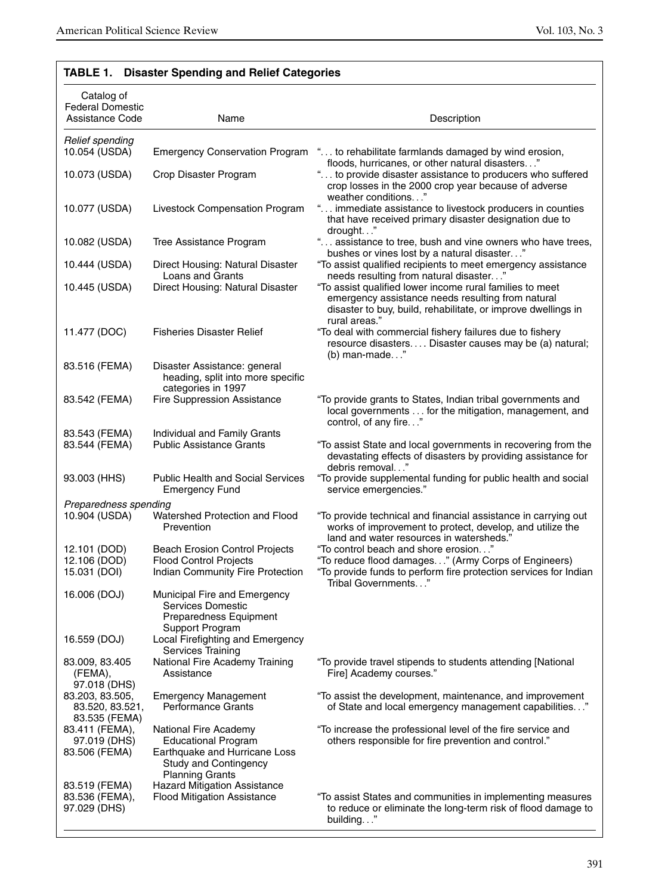**TABLE 1. Disaster Spending and Relief Categories**

| Catalog of Federal Domestic Assistance Code | Name | Description |
|---|---|---|
| *Relief spending* | | |
| 10.054 (USDA) | Emergency Conservation Program | "... to rehabilitate farmlands damaged by wind erosion, floods, hurricanes, or other natural disasters..." |
| 10.073 (USDA) | Crop Disaster Program | "... to provide disaster assistance to producers who suffered crop losses in the 2000 crop year because of adverse weather conditions..." |
| 10.077 (USDA) | Livestock Compensation Program | "... immediate assistance to livestock producers in counties that have received primary disaster designation due to drought..." |
| 10.082 (USDA) | Tree Assistance Program | "... assistance to tree, bush and vine owners who have trees, bushes or vines lost by a natural disaster..." |
| 10.444 (USDA) | Direct Housing: Natural Disaster Loans and Grants | "To assist qualified recipients to meet emergency assistance needs resulting from natural disaster..." |
| 10.445 (USDA) | Direct Housing: Natural Disaster | "To assist qualified lower income rural families to meet emergency assistance needs resulting from natural disaster to buy, build, rehabilitate, or improve dwellings in rural areas." |
| 11.477 (DOC) | Fisheries Disaster Relief | "To deal with commercial fishery failures due to fishery resource disasters.... Disaster causes may be (a) natural; (b) man-made..." |
| 83.516 (FEMA) | Disaster Assistance: general heading, split into more specific categories in 1997 | |
| 83.542 (FEMA) | Fire Suppression Assistance | "To provide grants to States, Indian tribal governments and local governments ... for the mitigation, management, and control, of any fire..." |
| 83.543 (FEMA) | Individual and Family Grants | |
| 83.544 (FEMA) | Public Assistance Grants | "To assist State and local governments in recovering from the devastating effects of disasters by providing assistance for debris removal..." |
| 93.003 (HHS) | Public Health and Social Services Emergency Fund | "To provide supplemental funding for public health and social service emergencies." |
| *Preparedness spending* | | |
| 10.904 (USDA) | Watershed Protection and Flood Prevention | "To provide technical and financial assistance in carrying out works of improvement to protect, develop, and utilize the land and water resources in watersheds." |
| 12.101 (DOD) | Beach Erosion Control Projects | "To control beach and shore erosion..." |
| 12.106 (DOD) | Flood Control Projects | "To reduce flood damages..." (Army Corps of Engineers) |
| 15.031 (DOI) | Indian Community Fire Protection | "To provide funds to perform fire protection services for Indian Tribal Governments..." |
| 16.006 (DOJ) | Municipal Fire and Emergency Services Domestic Preparedness Equipment Support Program | |
| 16.559 (DOJ) | Local Firefighting and Emergency Services Training | |
| 83.009, 83.405 (FEMA), 97.018 (DHS) | National Fire Academy Training Assistance | "To provide travel stipends to students attending [National Fire] Academy courses." |
| 83.203, 83.505, 83.520, 83.521, 83.535 (FEMA) | Emergency Management Performance Grants | "To assist the development, maintenance, and improvement of State and local emergency management capabilities..." |
| 83.411 (FEMA), 97.019 (DHS) | National Fire Academy Educational Program | "To increase the professional level of the fire service and others responsible for fire prevention and control." |
| 83.506 (FEMA) | Earthquake and Hurricane Loss Study and Contingency Planning Grants | |
| 83.519 (FEMA) | Hazard Mitigation Assistance | |
| 83.536 (FEMA), 97.029 (DHS) | Flood Mitigation Assistance | "To assist States and communities in implementing measures to reduce or eliminate the long-term risk of flood damage to building..." |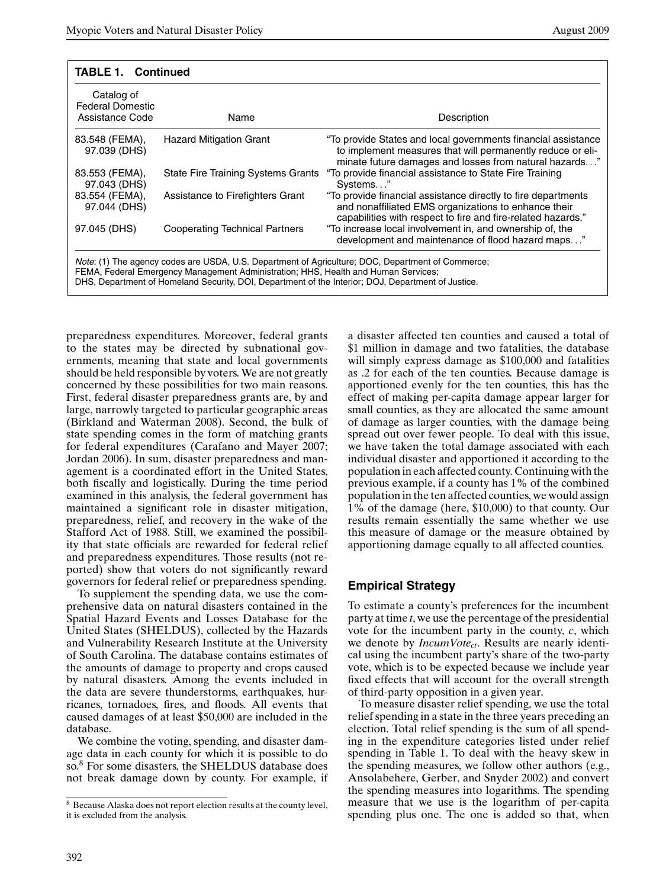**TABLE 1. Continued**

| Catalog of Federal Domestic Assistance Code | Name | Description |
|---|---|---|
| 83.548 (FEMA), 97.039 (DHS) | Hazard Mitigation Grant | "To provide States and local governments financial assistance to implement measures that will permanently reduce or eliminate future damages and losses from natural hazards..." |
| 83.553 (FEMA), 97.043 (DHS) | State Fire Training Systems Grants | "To provide financial assistance to State Fire Training Systems..." |
| 83.554 (FEMA), 97.044 (DHS) | Assistance to Firefighters Grant | "To provide financial assistance directly to fire departments and nonaffiliated EMS organizations to enhance their capabilities with respect to fire and fire-related hazards." |
| 97.045 (DHS) | Cooperating Technical Partners | "To increase local involvement in, and ownership of, the development and maintenance of flood hazard maps..." |

*Note*: (1) The agency codes are USDA, U.S. Department of Agriculture; DOC, Department of Commerce; FEMA, Federal Emergency Management Administration; HHS, Health and Human Services; DHS, Department of Homeland Security, DOI, Department of the Interior; DOJ, Department of Justice.

preparedness expenditures. Moreover, federal grants to the states may be directed by subnational governments, meaning that state and local governments should be held responsible by voters. We are not greatly concerned by these possibilities for two main reasons. First, federal disaster preparedness grants are, by and large, narrowly targeted to particular geographic areas (Birkland and Waterman 2008). Second, the bulk of state spending comes in the form of matching grants for federal expenditures (Carafano and Mayer 2007; Jordan 2006). In sum, disaster preparedness and management is a coordinated effort in the United States, both fiscally and logistically. During the time period examined in this analysis, the federal government has maintained a significant role in disaster mitigation, preparedness, relief, and recovery in the wake of the Stafford Act of 1988. Still, we examined the possibility that state officials are rewarded for federal relief and preparedness expenditures. Those results (not reported) show that voters do not significantly reward governors for federal relief or preparedness spending.

To supplement the spending data, we use the comprehensive data on natural disasters contained in the Spatial Hazard Events and Losses Database for the United States (SHELDUS), collected by the Hazards and Vulnerability Research Institute at the University of South Carolina. The database contains estimates of the amounts of damage to property and crops caused by natural disasters. Among the events included in the data are severe thunderstorms, earthquakes, hurricanes, tornadoes, fires, and floods. All events that caused damages of at least $50,000 are included in the database.

We combine the voting, spending, and disaster damage data in each county for which it is possible to do so.[8] For some disasters, the SHELDUS database does not break damage down by county. For example, if a disaster affected ten counties and caused a total of $1 million in damage and two fatalities, the database will simply express damage as $100,000 and fatalities as .2 for each of the ten counties. Because damage is apportioned evenly for the ten counties, this has the effect of making per-capita damage appear larger for small counties, as they are allocated the same amount of damage as larger counties, with the damage being spread out over fewer people. To deal with this issue, we have taken the total damage associated with each individual disaster and apportioned it according to the population in each affected county. Continuing with the previous example, if a county has 1% of the combined population in the ten affected counties, we would assign 1% of the damage (here, $10,000) to that county. Our results remain essentially the same whether we use this measure of damage or the measure obtained by apportioning damage equally to all affected counties.

## Empirical Strategy

To estimate a county's preferences for the incumbent party at time $t$, we use the percentage of the presidential vote for the incumbent party in the county, $c$, which we denote by $IncumVote_{ct}$. Results are nearly identical using the incumbent party's share of the two-party vote, which is to be expected because we include year fixed effects that will account for the overall strength of third-party opposition in a given year.

To measure disaster relief spending, we use the total relief spending in a state in the three years preceding an election. Total relief spending is the sum of all spending in the expenditure categories listed under relief spending in Table 1. To deal with the heavy skew in the spending measures, we follow other authors (e.g., Ansolabehere, Gerber, and Snyder 2002) and convert the spending measures into logarithms. The spending measure that we use is the logarithm of per-capita spending plus one. The one is added so that, when

[8] Because Alaska does not report election results at the county level, it is excluded from the analysis.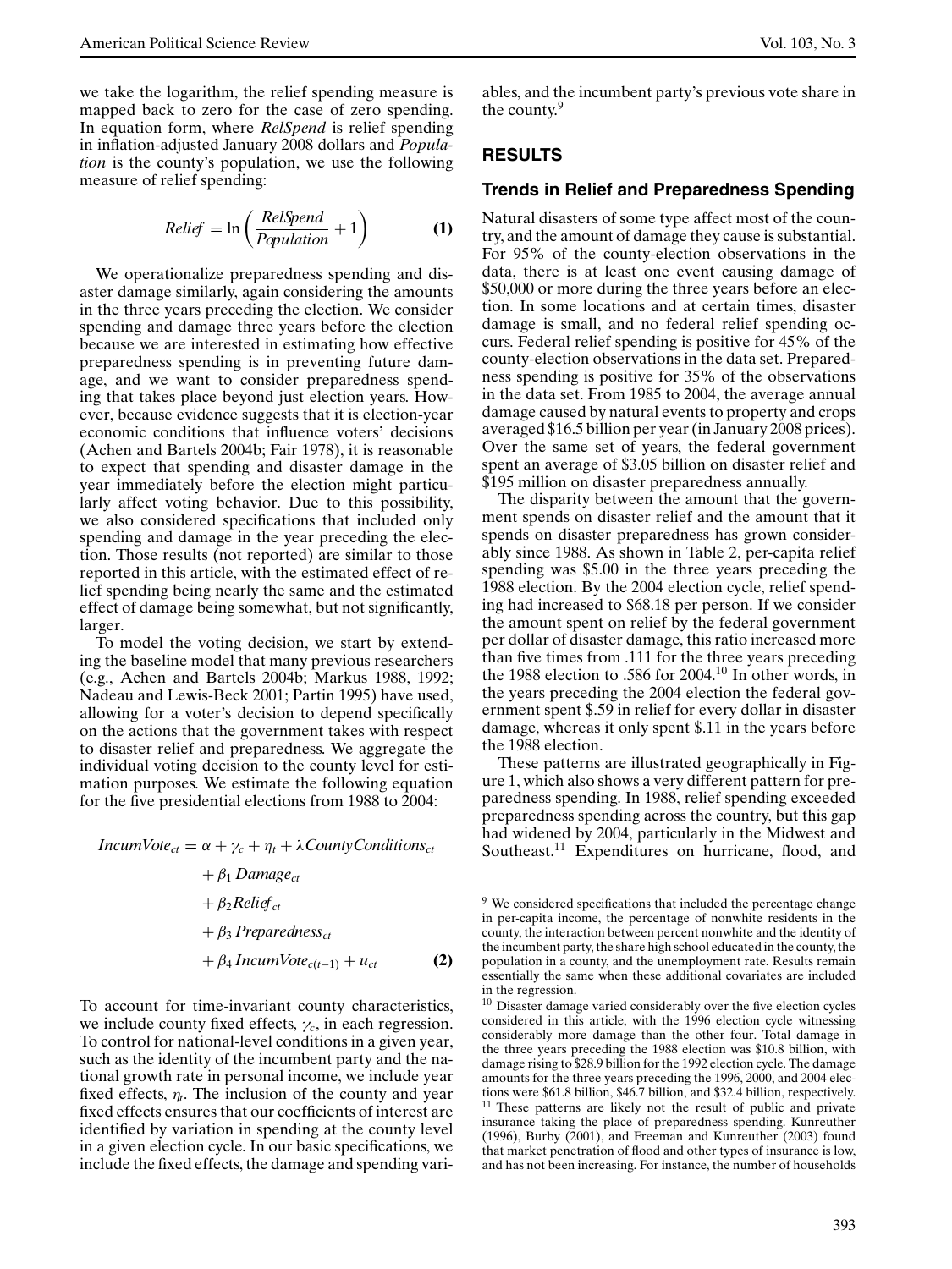we take the logarithm, the relief spending measure is mapped back to zero for the case of zero spending. In equation form, where *RelSpend* is relief spending in inflation-adjusted January 2008 dollars and *Population* is the county's population, we use the following measure of relief spending:

$$Relief = \ln\left(\frac{RelSpend}{Population} + 1\right) \quad \textbf{(1)}$$

We operationalize preparedness spending and disaster damage similarly, again considering the amounts in the three years preceding the election. We consider spending and damage three years before the election because we are interested in estimating how effective preparedness spending is in preventing future damage, and we want to consider preparedness spending that takes place beyond just election years. However, because evidence suggests that it is election-year economic conditions that influence voters' decisions (Achen and Bartels 2004b; Fair 1978), it is reasonable to expect that spending and disaster damage in the year immediately before the election might particularly affect voting behavior. Due to this possibility, we also considered specifications that included only spending and damage in the year preceding the election. Those results (not reported) are similar to those reported in this article, with the estimated effect of relief spending being nearly the same and the estimated effect of damage being somewhat, but not significantly, larger.

To model the voting decision, we start by extending the baseline model that many previous researchers (e.g., Achen and Bartels 2004b; Markus 1988, 1992; Nadeau and Lewis-Beck 2001; Partin 1995) have used, allowing for a voter's decision to depend specifically on the actions that the government takes with respect to disaster relief and preparedness. We aggregate the individual voting decision to the county level for estimation purposes. We estimate the following equation for the five presidential elections from 1988 to 2004:

$$\begin{aligned} IncumVote_{ct} = \alpha &+ \gamma_c + \eta_t + \lambda CountyConditions_{ct} \\ &+ \beta_1 Damage_{ct} \\ &+ \beta_2 Relief_{ct} \\ &+ \beta_3 Preparedness_{ct} \\ &+ \beta_4 IncumVote_{c(t-1)} + u_{ct} \end{aligned} \quad \textbf{(2)}$$

To account for time-invariant county characteristics, we include county fixed effects, $\gamma_c$, in each regression. To control for national-level conditions in a given year, such as the identity of the incumbent party and the national growth rate in personal income, we include year fixed effects, $\eta_t$. The inclusion of the county and year fixed effects ensures that our coefficients of interest are identified by variation in spending at the county level in a given election cycle. In our basic specifications, we include the fixed effects, the damage and spending variables, and the incumbent party's previous vote share in the county.[9]

## RESULTS

### Trends in Relief and Preparedness Spending

Natural disasters of some type affect most of the country, and the amount of damage they cause is substantial. For 95% of the county-election observations in the data, there is at least one event causing damage of \$50,000 or more during the three years before an election. In some locations and at certain times, disaster damage is small, and no federal relief spending occurs. Federal relief spending is positive for 45% of the county-election observations in the data set. Preparedness spending is positive for 35% of the observations in the data set. From 1985 to 2004, the average annual damage caused by natural events to property and crops averaged \$16.5 billion per year (in January 2008 prices). Over the same set of years, the federal government spent an average of \$3.05 billion on disaster relief and \$195 million on disaster preparedness annually.

The disparity between the amount that the government spends on disaster relief and the amount that it spends on disaster preparedness has grown considerably since 1988. As shown in Table 2, per-capita relief spending was \$5.00 in the three years preceding the 1988 election. By the 2004 election cycle, relief spending had increased to \$68.18 per person. If we consider the amount spent on relief by the federal government per dollar of disaster damage, this ratio increased more than five times from .111 for the three years preceding the 1988 election to .586 for 2004.[10] In other words, in the years preceding the 2004 election the federal government spent \$.59 in relief for every dollar in disaster damage, whereas it only spent \$.11 in the years before the 1988 election.

These patterns are illustrated geographically in Figure 1, which also shows a very different pattern for preparedness spending. In 1988, relief spending exceeded preparedness spending across the country, but this gap had widened by 2004, particularly in the Midwest and Southeast.[11] Expenditures on hurricane, flood, and

---

[9] We considered specifications that included the percentage change in per-capita income, the percentage of nonwhite residents in the county, the interaction between percent nonwhite and the identity of the incumbent party, the share high school educated in the county, the population in a county, and the unemployment rate. Results remain essentially the same when these additional covariates are included in the regression.

[10] Disaster damage varied considerably over the five election cycles considered in this article, with the 1996 election cycle witnessing considerably more damage than the other four. Total damage in the three years preceding the 1988 election was \$10.8 billion, with damage rising to \$28.9 billion for the 1992 election cycle. The damage amounts for the three years preceding the 1996, 2000, and 2004 elections were \$61.8 billion, \$46.7 billion, and \$32.4 billion, respectively.

[11] These patterns are likely not the result of public and private insurance taking the place of preparedness spending. Kunreuther (1996), Burby (2001), and Freeman and Kunreuther (2003) found that market penetration of flood and other types of insurance is low, and has not been increasing. For instance, the number of households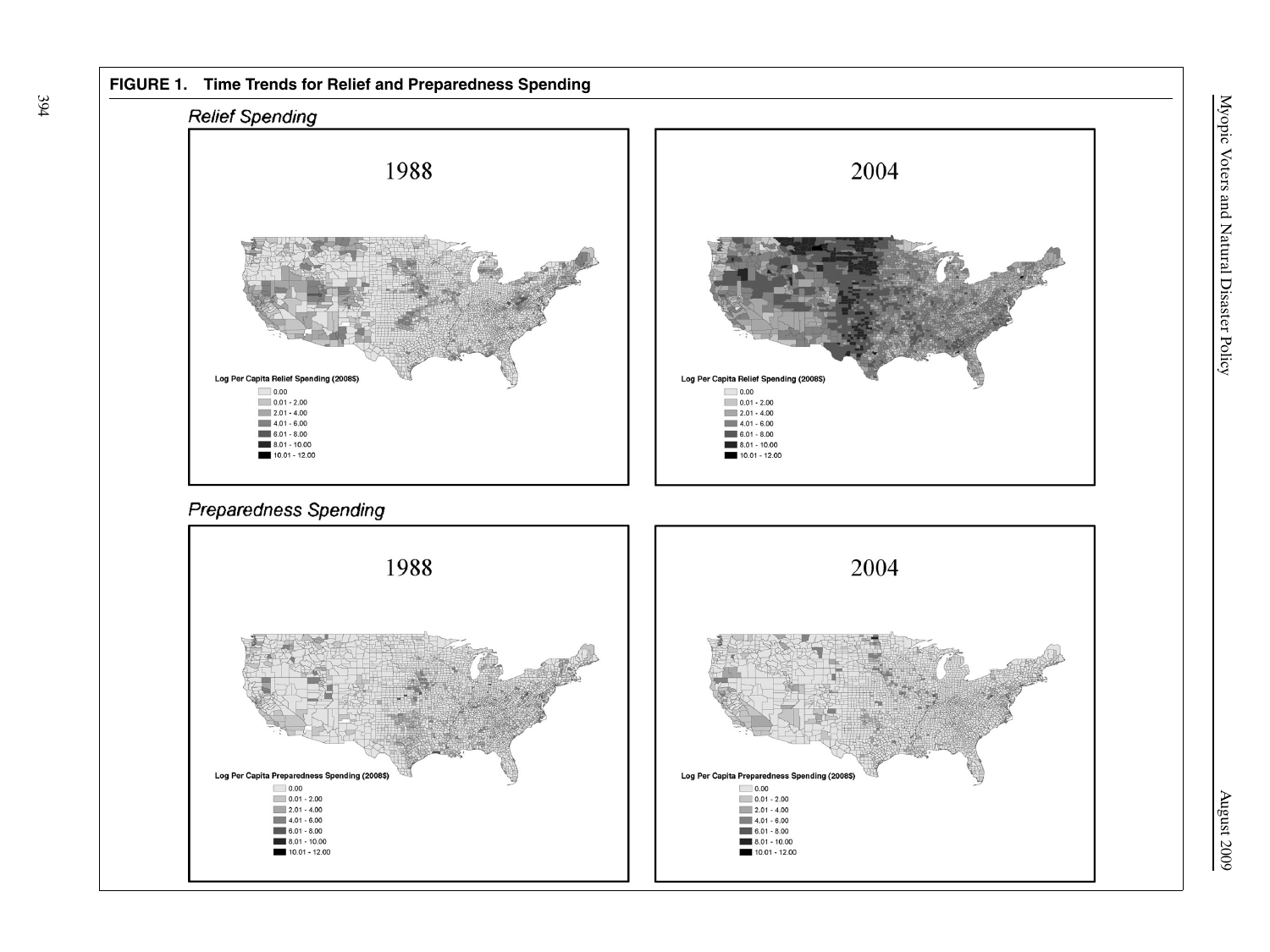**FIGURE 1. Time Trends for Relief and Preparedness Spending**

*Relief Spending*

1988

Log Per Capita Relief Spending (2008$)

- 0.00
- 0.01 - 2.00
- 2.01 - 4.00
- 4.01 - 6.00
- 6.01 - 8.00
- 8.01 - 10.00
- 10.01 - 12.00

2004

Log Per Capita Relief Spending (2008$)

- 0.00
- 0.01 - 2.00
- 2.01 - 4.00
- 4.01 - 6.00
- 6.01 - 8.00
- 8.01 - 10.00
- 10.01 - 12.00

*Preparedness Spending*

1988

Log Per Capita Preparedness Spending (2008$)

- 0.00
- 0.01 - 2.00
- 2.01 - 4.00
- 4.01 - 6.00
- 6.01 - 8.00
- 8.01 - 10.00
- 10.01 - 12.00

2004

Log Per Capita Preparedness Spending (2008$)

- 0.00
- 0.01 - 2.00
- 2.01 - 4.00
- 4.01 - 6.00
- 6.01 - 8.00
- 8.01 - 10.00
- 10.01 - 12.00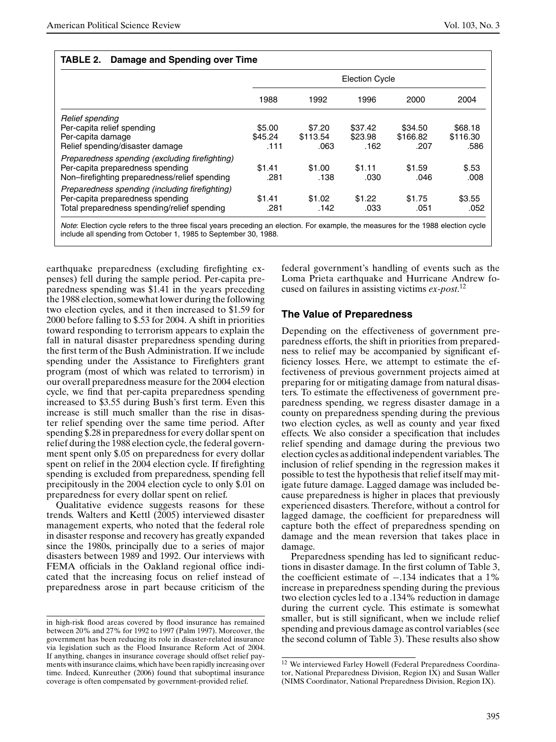**TABLE 2. Damage and Spending over Time**

| | Election Cycle | | | | |
|---|---|---|---|---|---|
| | 1988 | 1992 | 1996 | 2000 | 2004 |
| *Relief spending* | | | | | |
| Per-capita relief spending | \$5.00 | \$7.20 | \$37.42 | \$34.50 | \$68.18 |
| Per-capita damage | \$45.24 | \$113.54 | \$23.98 | \$166.82 | \$116.30 |
| Relief spending/disaster damage | .111 | .063 | .162 | .207 | .586 |
| *Preparedness spending (excluding firefighting)* | | | | | |
| Per-capita preparedness spending | \$1.41 | \$1.00 | \$1.11 | \$1.59 | \$.53 |
| Non–firefighting preparedness/relief spending | .281 | .138 | .030 | .046 | .008 |
| *Preparedness spending (including firefighting)* | | | | | |
| Per-capita preparedness spending | \$1.41 | \$1.02 | \$1.22 | \$1.75 | \$3.55 |
| Total preparedness spending/relief spending | .281 | .142 | .033 | .051 | .052 |

*Note*: Election cycle refers to the three fiscal years preceding an election. For example, the measures for the 1988 election cycle include all spending from October 1, 1985 to September 30, 1988.

earthquake preparedness (excluding firefighting expenses) fell during the sample period. Per-capita preparedness spending was \$1.41 in the years preceding the 1988 election, somewhat lower during the following two election cycles, and it then increased to \$1.59 for 2000 before falling to \$.53 for 2004. A shift in priorities toward responding to terrorism appears to explain the fall in natural disaster preparedness spending during the first term of the Bush Administration. If we include spending under the Assistance to Firefighters grant program (most of which was related to terrorism) in our overall preparedness measure for the 2004 election cycle, we find that per-capita preparedness spending increased to \$3.55 during Bush's first term. Even this increase is still much smaller than the rise in disaster relief spending over the same time period. After spending \$.28 in preparedness for every dollar spent on relief during the 1988 election cycle, the federal government spent only \$.05 on preparedness for every dollar spent on relief in the 2004 election cycle. If firefighting spending is excluded from preparedness, spending fell precipitously in the 2004 election cycle to only \$.01 on preparedness for every dollar spent on relief.

Qualitative evidence suggests reasons for these trends. Walters and Kettl (2005) interviewed disaster management experts, who noted that the federal role in disaster response and recovery has greatly expanded since the 1980s, principally due to a series of major disasters between 1989 and 1992. Our interviews with FEMA officials in the Oakland regional office indicated that the increasing focus on relief instead of preparedness arose in part because criticism of the federal government's handling of events such as the Loma Prieta earthquake and Hurricane Andrew focused on failures in assisting victims *ex-post*.[12]

## The Value of Preparedness

Depending on the effectiveness of government preparedness efforts, the shift in priorities from preparedness to relief may be accompanied by significant efficiency losses. Here, we attempt to estimate the effectiveness of previous government projects aimed at preparing for or mitigating damage from natural disasters. To estimate the effectiveness of government preparedness spending, we regress disaster damage in a county on preparedness spending during the previous two election cycles, as well as county and year fixed effects. We also consider a specification that includes relief spending and damage during the previous two election cycles as additional independent variables. The inclusion of relief spending in the regression makes it possible to test the hypothesis that relief itself may mitigate future damage. Lagged damage was included because preparedness is higher in places that previously experienced disasters. Therefore, without a control for lagged damage, the coefficient for preparedness will capture both the effect of preparedness spending on damage and the mean reversion that takes place in damage.

Preparedness spending has led to significant reductions in disaster damage. In the first column of Table 3, the coefficient estimate of −.134 indicates that a 1% increase in preparedness spending during the previous two election cycles led to a .134% reduction in damage during the current cycle. This estimate is somewhat smaller, but is still significant, when we include relief spending and previous damage as control variables (see the second column of Table 3). These results also show

in high-risk flood areas covered by flood insurance has remained between 20% and 27% for 1992 to 1997 (Palm 1997). Moreover, the government has been reducing its role in disaster-related insurance via legislation such as the Flood Insurance Reform Act of 2004. If anything, changes in insurance coverage should offset relief payments with insurance claims, which have been rapidly increasing over time. Indeed, Kunreuther (2006) found that suboptimal insurance coverage is often compensated by government-provided relief.

[12] We interviewed Farley Howell (Federal Preparedness Coordinator, National Preparedness Division, Region IX) and Susan Waller (NIMS Coordinator, National Preparedness Division, Region IX).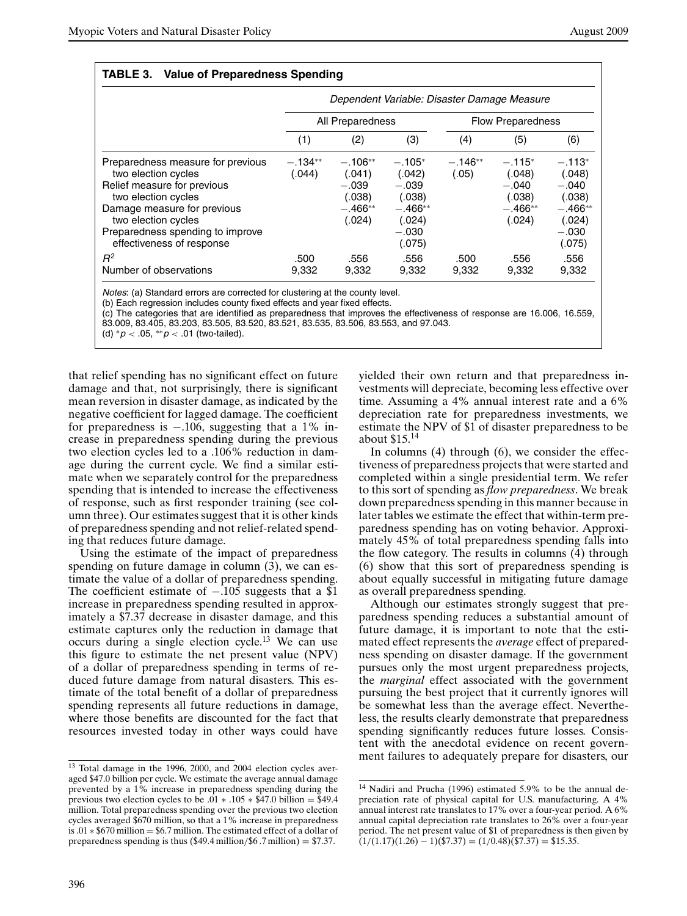**TABLE 3. Value of Preparedness Spending**

| | *Dependent Variable: Disaster Damage Measure* | | | | | |
|---|---|---|---|---|---|---|
| | All Preparedness | | | Flow Preparedness | | |
| | (1) | (2) | (3) | (4) | (5) | (6) |
| Preparedness measure for previous two election cycles | −.134** (.044) | −.106** (.041) | −.105* (.042) | −.146** (.05) | −.115* (.048) | −.113* (.048) |
| Relief measure for previous two election cycles | | −.039 (.038) | −.039 (.038) | | −.040 (.038) | −.040 (.038) |
| Damage measure for previous two election cycles | | −.466** (.024) | −.466** (.024) | | −.466** (.024) | −.466** (.024) |
| Preparedness spending to improve effectiveness of response | | | −.030 (.075) | | | −.030 (.075) |
| $R^2$ | .500 | .556 | .556 | .500 | .556 | .556 |
| Number of observations | 9,332 | 9,332 | 9,332 | 9,332 | 9,332 | 9,332 |

*Notes*: (a) Standard errors are corrected for clustering at the county level.
(b) Each regression includes county fixed effects and year fixed effects.
(c) The categories that are identified as preparedness that improves the effectiveness of response are 16.006, 16.559, 83.009, 83.405, 83.203, 83.505, 83.520, 83.521, 83.535, 83.506, 83.553, and 97.043.
(d) $^*p < .05$, $^{**}p < .01$ (two-tailed).

that relief spending has no significant effect on future damage and that, not surprisingly, there is significant mean reversion in disaster damage, as indicated by the negative coefficient for lagged damage. The coefficient for preparedness is −.106, suggesting that a 1% increase in preparedness spending during the previous two election cycles led to a .106% reduction in damage during the current cycle. We find a similar estimate when we separately control for the preparedness spending that is intended to increase the effectiveness of response, such as first responder training (see column three). Our estimates suggest that it is other kinds of preparedness spending and not relief-related spending that reduces future damage.

Using the estimate of the impact of preparedness spending on future damage in column (3), we can estimate the value of a dollar of preparedness spending. The coefficient estimate of −.105 suggests that a $1 increase in preparedness spending resulted in approximately a $7.37 decrease in disaster damage, and this estimate captures only the reduction in damage that occurs during a single election cycle.[13] We can use this figure to estimate the net present value (NPV) of a dollar of preparedness spending in terms of reduced future damage from natural disasters. This estimate of the total benefit of a dollar of preparedness spending represents all future reductions in damage, where those benefits are discounted for the fact that resources invested today in other ways could have yielded their own return and that preparedness investments will depreciate, becoming less effective over time. Assuming a 4% annual interest rate and a 6% depreciation rate for preparedness investments, we estimate the NPV of $1 of disaster preparedness to be about $15.[14]

In columns (4) through (6), we consider the effectiveness of preparedness projects that were started and completed within a single presidential term. We refer to this sort of spending as *flow preparedness*. We break down preparedness spending in this manner because in later tables we estimate the effect that within-term preparedness spending has on voting behavior. Approximately 45% of total preparedness spending falls into the flow category. The results in columns (4) through (6) show that this sort of preparedness spending is about equally successful in mitigating future damage as overall preparedness spending.

Although our estimates strongly suggest that preparedness spending reduces a substantial amount of future damage, it is important to note that the estimated effect represents the *average* effect of preparedness spending on disaster damage. If the government pursues only the most urgent preparedness projects, the *marginal* effect associated with the government pursuing the best project that it currently ignores will be somewhat less than the average effect. Nevertheless, the results clearly demonstrate that preparedness spending significantly reduces future losses. Consistent with the anecdotal evidence on recent government failures to adequately prepare for disasters, our

[13] Total damage in the 1996, 2000, and 2004 election cycles averaged $47.0 billion per cycle. We estimate the average annual damage prevented by a 1% increase in preparedness spending during the previous two election cycles to be $.01 * .105 * \$47.0$ billion = $49.4 million. Total preparedness spending over the previous two election cycles averaged $670 million, so that a 1% increase in preparedness is $.01 * \$670$ million = $6.7 million. The estimated effect of a dollar of preparedness spending is thus ($49.4 million/$6.7 million) = $7.37.

[14] Nadiri and Prucha (1996) estimated 5.9% to be the annual depreciation rate of physical capital for U.S. manufacturing. A 4% annual interest rate translates to 17% over a four-year period. A 6% annual capital depreciation rate translates to 26% over a four-year period. The net present value of $1 of preparedness is then given by $(1/(1.17)(1.26) - 1)(\$7.37) = (1/0.48)(\$7.37) = \$15.35$.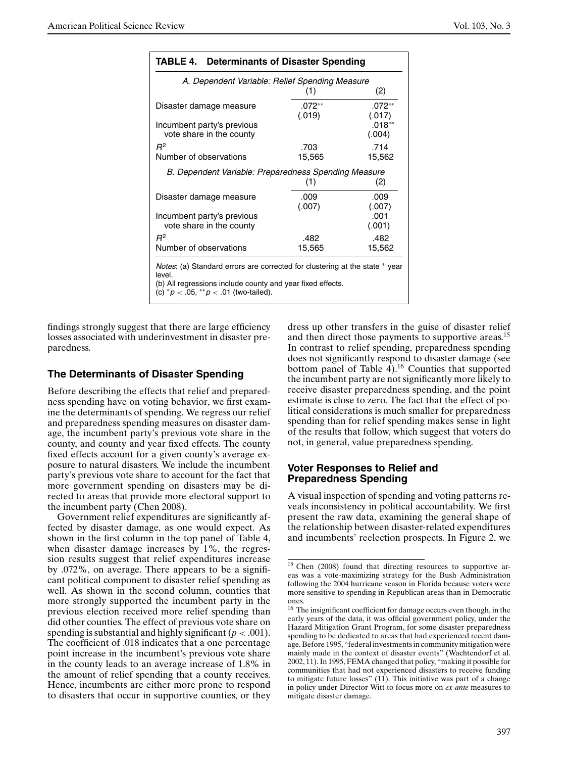**TABLE 4. Determinants of Disaster Spending**

| *A. Dependent Variable: Relief Spending Measure* | (1) | (2) |
|---|---|---|
| Disaster damage measure | .072** | .072** |
| | (.019) | (.017) |
| Incumbent party's previous vote share in the county | | .018** |
| | | (.004) |
| $R^2$ | .703 | .714 |
| Number of observations | 15,565 | 15,562 |
| *B. Dependent Variable: Preparedness Spending Measure* | (1) | (2) |
| Disaster damage measure | .009 | .009 |
| | (.007) | (.007) |
| Incumbent party's previous vote share in the county | | .001 |
| | | (.001) |
| $R^2$ | .482 | .482 |
| Number of observations | 15,565 | 15,562 |

*Notes*: (a) Standard errors are corrected for clustering at the state * year level.
(b) All regressions include county and year fixed effects.
(c) $^{*}p < .05$, $^{**}p < .01$ (two-tailed).

findings strongly suggest that there are large efficiency losses associated with underinvestment in disaster preparedness.

## The Determinants of Disaster Spending

Before describing the effects that relief and preparedness spending have on voting behavior, we first examine the determinants of spending. We regress our relief and preparedness spending measures on disaster damage, the incumbent party's previous vote share in the county, and county and year fixed effects. The county fixed effects account for a given county's average exposure to natural disasters. We include the incumbent party's previous vote share to account for the fact that more government spending on disasters may be directed to areas that provide more electoral support to the incumbent party (Chen 2008).

Government relief expenditures are significantly affected by disaster damage, as one would expect. As shown in the first column in the top panel of Table 4, when disaster damage increases by 1%, the regression results suggest that relief expenditures increase by .072%, on average. There appears to be a significant political component to disaster relief spending as well. As shown in the second column, counties that more strongly supported the incumbent party in the previous election received more relief spending than did other counties. The effect of previous vote share on spending is substantial and highly significant ($p < .001$). The coefficient of .018 indicates that a one percentage point increase in the incumbent's previous vote share in the county leads to an average increase of 1.8% in the amount of relief spending that a county receives. Hence, incumbents are either more prone to respond to disasters that occur in supportive counties, or they dress up other transfers in the guise of disaster relief and then direct those payments to supportive areas.[15] In contrast to relief spending, preparedness spending does not significantly respond to disaster damage (see bottom panel of Table 4).[16] Counties that supported the incumbent party are not significantly more likely to receive disaster preparedness spending, and the point estimate is close to zero. The fact that the effect of political considerations is much smaller for preparedness spending than for relief spending makes sense in light of the results that follow, which suggest that voters do not, in general, value preparedness spending.

## Voter Responses to Relief and Preparedness Spending

A visual inspection of spending and voting patterns reveals inconsistency in political accountability. We first present the raw data, examining the general shape of the relationship between disaster-related expenditures and incumbents' reelection prospects. In Figure 2, we

---

[15] Chen (2008) found that directing resources to supportive areas was a vote-maximizing strategy for the Bush Administration following the 2004 hurricane season in Florida because voters were more sensitive to spending in Republican areas than in Democratic ones.

[16] The insignificant coefficient for damage occurs even though, in the early years of the data, it was official government policy, under the Hazard Mitigation Grant Program, for some disaster preparedness spending to be dedicated to areas that had experienced recent damage. Before 1995, "federal investments in community mitigation were mainly made in the context of disaster events" (Wachtendorf et al. 2002, 11). In 1995, FEMA changed that policy, "making it possible for communities that had not experienced disasters to receive funding to mitigate future losses" (11). This initiative was part of a change in policy under Director Witt to focus more on *ex-ante* measures to mitigate disaster damage.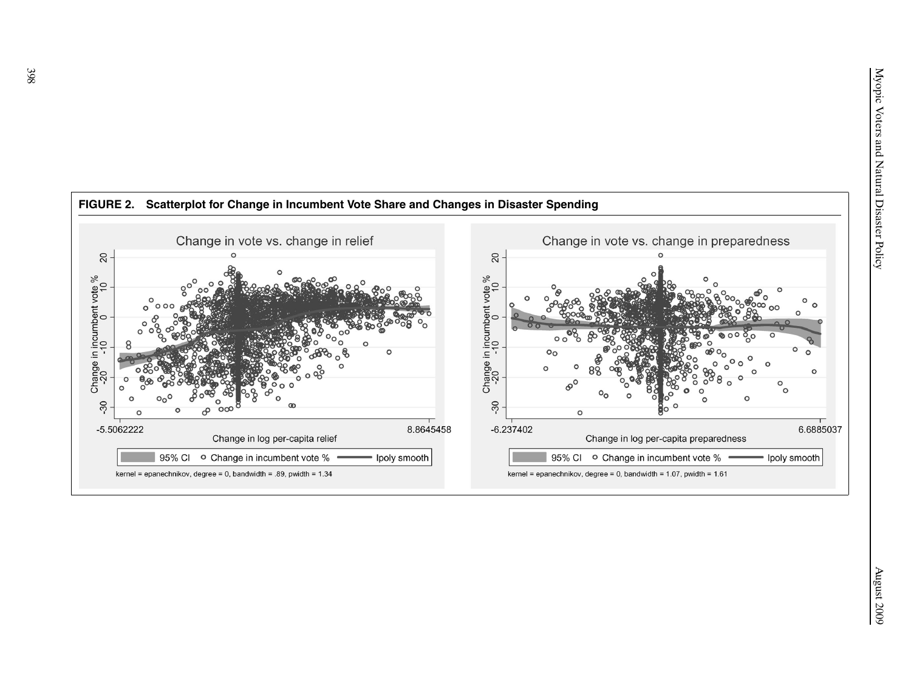**FIGURE 2. Scatterplot for Change in Incumbent Vote Share and Changes in Disaster Spending**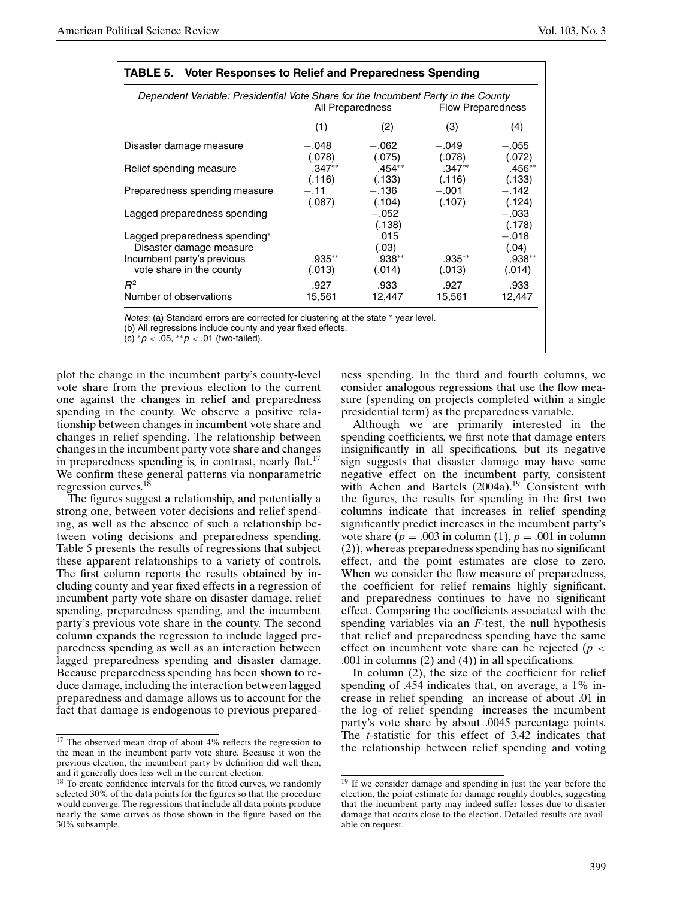**TABLE 5. Voter Responses to Relief and Preparedness Spending**

*Dependent Variable: Presidential Vote Share for the Incumbent Party in the County*

| | All Preparedness | | Flow Preparedness | |
|---|---|---|---|---|
| | (1) | (2) | (3) | (4) |
| Disaster damage measure | −.048 (.078) | −.062 (.075) | −.049 (.078) | −.055 (.072) |
| Relief spending measure | .347** (.116) | .454** (.133) | .347** (.116) | .456** (.133) |
| Preparedness spending measure | −.11 (.087) | −.136 (.104) | −.001 (.107) | −.142 (.124) |
| Lagged preparedness spending | | −.052 (.138) | | −.033 (.178) |
| Lagged preparedness spending* Disaster damage measure | | .015 (.03) | | −.018 (.04) |
| Incumbent party's previous vote share in the county | .935** (.013) | .938** (.014) | .935** (.013) | .938** (.014) |
| $R^2$ | .927 | .933 | .927 | .933 |
| Number of observations | 15,561 | 12,447 | 15,561 | 12,447 |

*Notes*: (a) Standard errors are corrected for clustering at the state * year level.
(b) All regressions include county and year fixed effects.
(c) $^{*}p < .05$, $^{**}p < .01$ (two-tailed).

plot the change in the incumbent party's county-level vote share from the previous election to the current one against the changes in relief and preparedness spending in the county. We observe a positive relationship between changes in incumbent vote share and changes in relief spending. The relationship between changes in the incumbent party vote share and changes in preparedness spending is, in contrast, nearly flat.[17] We confirm these general patterns via nonparametric regression curves.[18]

The figures suggest a relationship, and potentially a strong one, between voter decisions and relief spending, as well as the absence of such a relationship between voting decisions and preparedness spending. Table 5 presents the results of regressions that subject these apparent relationships to a variety of controls. The first column reports the results obtained by including county and year fixed effects in a regression of incumbent party vote share on disaster damage, relief spending, preparedness spending, and the incumbent party's previous vote share in the county. The second column expands the regression to include lagged preparedness spending as well as an interaction between lagged preparedness spending and disaster damage. Because preparedness spending has been shown to reduce damage, including the interaction between lagged preparedness and damage allows us to account for the fact that damage is endogenous to previous preparedness spending. In the third and fourth columns, we consider analogous regressions that use the flow measure (spending on projects completed within a single presidential term) as the preparedness variable.

Although we are primarily interested in the spending coefficients, we first note that damage enters insignificantly in all specifications, but its negative sign suggests that disaster damage may have some negative effect on the incumbent party, consistent with Achen and Bartels (2004a).[19] Consistent with the figures, the results for spending in the first two columns indicate that increases in relief spending significantly predict increases in the incumbent party's vote share ($p = .003$ in column (1), $p = .001$ in column (2)), whereas preparedness spending has no significant effect, and the point estimates are close to zero. When we consider the flow measure of preparedness, the coefficient for relief remains highly significant, and preparedness continues to have no significant effect. Comparing the coefficients associated with the spending variables via an *F*-test, the null hypothesis that relief and preparedness spending have the same effect on incumbent vote share can be rejected ($p < .001$ in columns (2) and (4)) in all specifications.

In column (2), the size of the coefficient for relief spending of .454 indicates that, on average, a 1% increase in relief spending—an increase of about .01 in the log of relief spending—increases the incumbent party's vote share by about .0045 percentage points. The *t*-statistic for this effect of 3.42 indicates that the relationship between relief spending and voting

[17] The observed mean drop of about 4% reflects the regression to the mean in the incumbent party vote share. Because it won the previous election, the incumbent party by definition did well then, and it generally does less well in the current election.

[18] To create confidence intervals for the fitted curves, we randomly selected 30% of the data points for the figures so that the procedure would converge. The regressions that include all data points produce nearly the same curves as those shown in the figure based on the 30% subsample.

[19] If we consider damage and spending in just the year before the election, the point estimate for damage roughly doubles, suggesting that the incumbent party may indeed suffer losses due to disaster damage that occurs close to the election. Detailed results are available on request.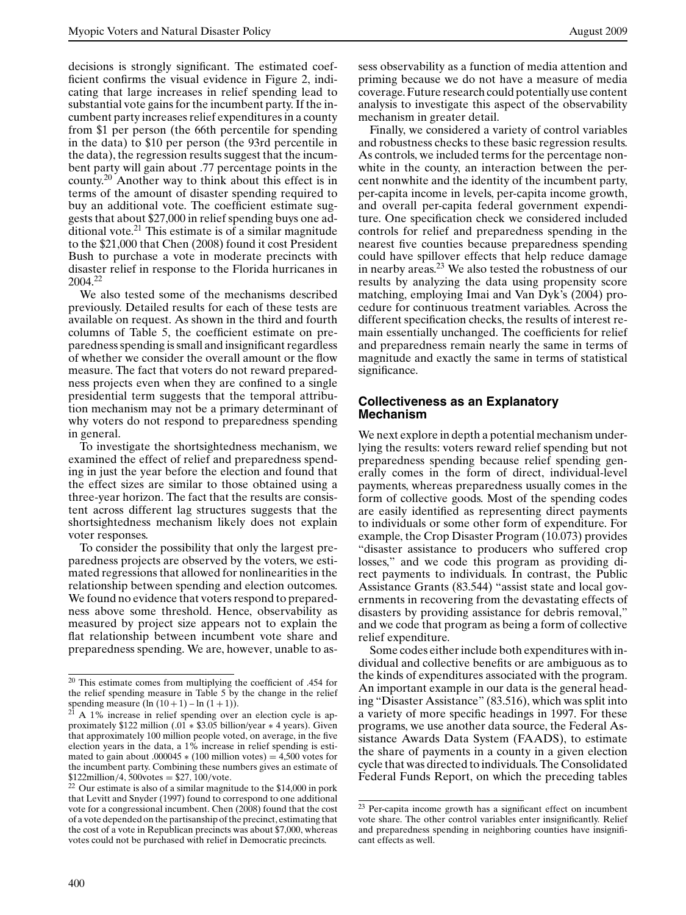decisions is strongly significant. The estimated coefficient confirms the visual evidence in Figure 2, indicating that large increases in relief spending lead to substantial vote gains for the incumbent party. If the incumbent party increases relief expenditures in a county from \$1 per person (the 66th percentile for spending in the data) to \$10 per person (the 93rd percentile in the data), the regression results suggest that the incumbent party will gain about .77 percentage points in the county.[20] Another way to think about this effect is in terms of the amount of disaster spending required to buy an additional vote. The coefficient estimate suggests that about \$27,000 in relief spending buys one additional vote.[21] This estimate is of a similar magnitude to the \$21,000 that Chen (2008) found it cost President Bush to purchase a vote in moderate precincts with disaster relief in response to the Florida hurricanes in 2004.[22]

We also tested some of the mechanisms described previously. Detailed results for each of these tests are available on request. As shown in the third and fourth columns of Table 5, the coefficient estimate on preparedness spending is small and insignificant regardless of whether we consider the overall amount or the flow measure. The fact that voters do not reward preparedness projects even when they are confined to a single presidential term suggests that the temporal attribution mechanism may not be a primary determinant of why voters do not respond to preparedness spending in general.

To investigate the shortsightedness mechanism, we examined the effect of relief and preparedness spending in just the year before the election and found that the effect sizes are similar to those obtained using a three-year horizon. The fact that the results are consistent across different lag structures suggests that the shortsightedness mechanism likely does not explain voter responses.

To consider the possibility that only the largest preparedness projects are observed by the voters, we estimated regressions that allowed for nonlinearities in the relationship between spending and election outcomes. We found no evidence that voters respond to preparedness above some threshold. Hence, observability as measured by project size appears not to explain the flat relationship between incumbent vote share and preparedness spending. We are, however, unable to assess observability as a function of media attention and priming because we do not have a measure of media coverage. Future research could potentially use content analysis to investigate this aspect of the observability mechanism in greater detail.

Finally, we considered a variety of control variables and robustness checks to these basic regression results. As controls, we included terms for the percentage nonwhite in the county, an interaction between the percent nonwhite and the identity of the incumbent party, per-capita income in levels, per-capita income growth, and overall per-capita federal government expenditure. One specification check we considered included controls for relief and preparedness spending in the nearest five counties because preparedness spending could have spillover effects that help reduce damage in nearby areas.[23] We also tested the robustness of our results by analyzing the data using propensity score matching, employing Imai and Van Dyk's (2004) procedure for continuous treatment variables. Across the different specification checks, the results of interest remain essentially unchanged. The coefficients for relief and preparedness remain nearly the same in terms of magnitude and exactly the same in terms of statistical significance.

## Collectiveness as an Explanatory Mechanism

We next explore in depth a potential mechanism underlying the results: voters reward relief spending but not preparedness spending because relief spending generally comes in the form of direct, individual-level payments, whereas preparedness usually comes in the form of collective goods. Most of the spending codes are easily identified as representing direct payments to individuals or some other form of expenditure. For example, the Crop Disaster Program (10.073) provides "disaster assistance to producers who suffered crop losses," and we code this program as providing direct payments to individuals. In contrast, the Public Assistance Grants (83.544) "assist state and local governments in recovering from the devastating effects of disasters by providing assistance for debris removal," and we code that program as being a form of collective relief expenditure.

Some codes either include both expenditures with individual and collective benefits or are ambiguous as to the kinds of expenditures associated with the program. An important example in our data is the general heading "Disaster Assistance" (83.516), which was split into a variety of more specific headings in 1997. For these programs, we use another data source, the Federal Assistance Awards Data System (FAADS), to estimate the share of payments in a county in a given election cycle that was directed to individuals. The Consolidated Federal Funds Report, on which the preceding tables

---

[20] This estimate comes from multiplying the coefficient of .454 for the relief spending measure in Table 5 by the change in the relief spending measure ($\ln(10+1) - \ln(1+1)$).

[21] A 1% increase in relief spending over an election cycle is approximately \$122 million ($.01 * \$3.05$ billion/year $* 4$ years). Given that approximately 100 million people voted, on average, in the five election years in the data, a 1% increase in relief spending is estimated to gain about $.000045 * (100 \text{ million votes}) = 4{,}500$ votes for the incumbent party. Combining these numbers gives an estimate of \$122million/4, 500votes = \$27, 100/vote.

[22] Our estimate is also of a similar magnitude to the \$14,000 in pork that Levitt and Snyder (1997) found to correspond to one additional vote for a congressional incumbent. Chen (2008) found that the cost of a vote depended on the partisanship of the precinct, estimating that the cost of a vote in Republican precincts was about \$7,000, whereas votes could not be purchased with relief in Democratic precincts.

[23] Per-capita income growth has a significant effect on incumbent vote share. The other control variables enter insignificantly. Relief and preparedness spending in neighboring counties have insignificant effects as well.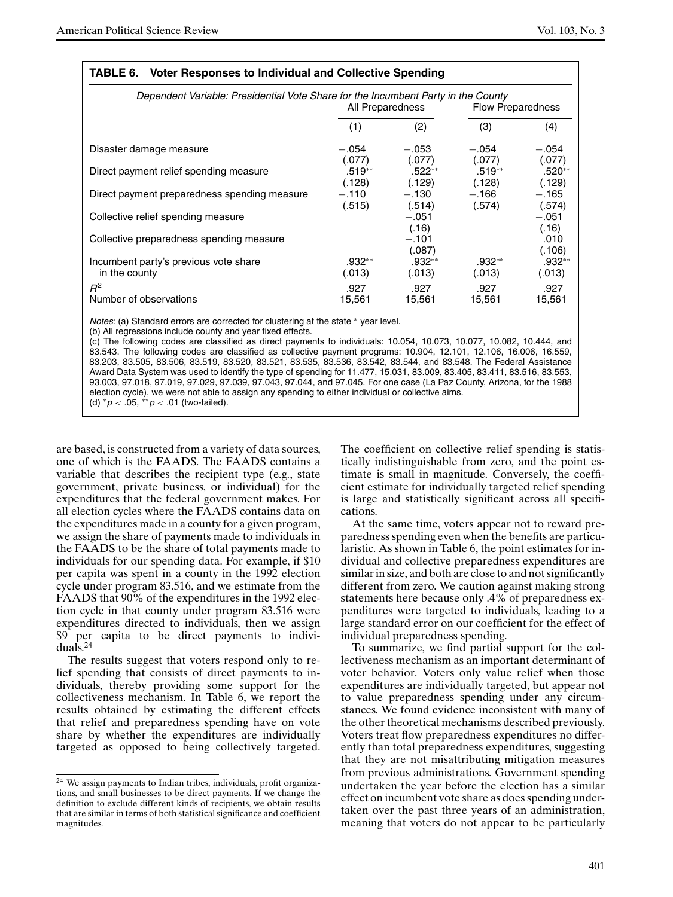**TABLE 6. Voter Responses to Individual and Collective Spending**

*Dependent Variable: Presidential Vote Share for the Incumbent Party in the County*

| | All Preparedness | | Flow Preparedness | |
|---|---|---|---|---|
| | (1) | (2) | (3) | (4) |
| Disaster damage measure | −.054 (.077) | −.053 (.077) | −.054 (.077) | −.054 (.077) |
| Direct payment relief spending measure | .519** (.128) | .522** (.129) | .519** (.128) | .520** (.129) |
| Direct payment preparedness spending measure | −.110 (.515) | −.130 (.514) | −.166 (.574) | −.165 (.574) |
| Collective relief spending measure | | −.051 (.16) | | −.051 (.16) |
| Collective preparedness spending measure | | −.101 (.087) | | .010 (.106) |
| Incumbent party's previous vote share in the county | .932** (.013) | .932** (.013) | .932** (.013) | .932** (.013) |
| $R^2$ | .927 | .927 | .927 | .927 |
| Number of observations | 15,561 | 15,561 | 15,561 | 15,561 |

*Notes*: (a) Standard errors are corrected for clustering at the state * year level.
(b) All regressions include county and year fixed effects.
(c) The following codes are classified as direct payments to individuals: 10.054, 10.073, 10.077, 10.082, 10.444, and 83.543. The following codes are classified as collective payment programs: 10.904, 12.101, 12.106, 16.006, 16.559, 83.203, 83.505, 83.506, 83.519, 83.520, 83.521, 83.535, 83.536, 83.542, 83.544, and 83.548. The Federal Assistance Award Data System was used to identify the type of spending for 11.477, 15.031, 83.009, 83.405, 83.411, 83.516, 83.553, 93.003, 97.018, 97.019, 97.029, 97.039, 97.043, 97.044, and 97.045. For one case (La Paz County, Arizona, for the 1988 election cycle), we were not able to assign any spending to either individual or collective aims.
(d) $^{*}p < .05$, $^{**}p < .01$ (two-tailed).

are based, is constructed from a variety of data sources, one of which is the FAADS. The FAADS contains a variable that describes the recipient type (e.g., state government, private business, or individual) for the expenditures that the federal government makes. For all election cycles where the FAADS contains data on the expenditures made in a county for a given program, we assign the share of payments made to individuals in the FAADS to be the share of total payments made to individuals for our spending data. For example, if $10 per capita was spent in a county in the 1992 election cycle under program 83.516, and we estimate from the FAADS that 90% of the expenditures in the 1992 election cycle in that county under program 83.516 were expenditures directed to individuals, then we assign $9 per capita to be direct payments to individuals.[24]

The results suggest that voters respond only to relief spending that consists of direct payments to individuals, thereby providing some support for the collectiveness mechanism. In Table 6, we report the results obtained by estimating the different effects that relief and preparedness spending have on vote share by whether the expenditures are individually targeted as opposed to being collectively targeted. The coefficient on collective relief spending is statistically indistinguishable from zero, and the point estimate is small in magnitude. Conversely, the coefficient estimate for individually targeted relief spending is large and statistically significant across all specifications.

At the same time, voters appear not to reward preparedness spending even when the benefits are particularistic. As shown in Table 6, the point estimates for individual and collective preparedness expenditures are similar in size, and both are close to and not significantly different from zero. We caution against making strong statements here because only .4% of preparedness expenditures were targeted to individuals, leading to a large standard error on our coefficient for the effect of individual preparedness spending.

To summarize, we find partial support for the collectiveness mechanism as an important determinant of voter behavior. Voters only value relief when those expenditures are individually targeted, but appear not to value preparedness spending under any circumstances. We found evidence inconsistent with many of the other theoretical mechanisms described previously. Voters treat flow preparedness expenditures no differently than total preparedness expenditures, suggesting that they are not misattributing mitigation measures from previous administrations. Government spending undertaken the year before the election has a similar effect on incumbent vote share as does spending undertaken over the past three years of an administration, meaning that voters do not appear to be particularly

[24] We assign payments to Indian tribes, individuals, profit organizations, and small businesses to be direct payments. If we change the definition to exclude different kinds of recipients, we obtain results that are similar in terms of both statistical significance and coefficient magnitudes.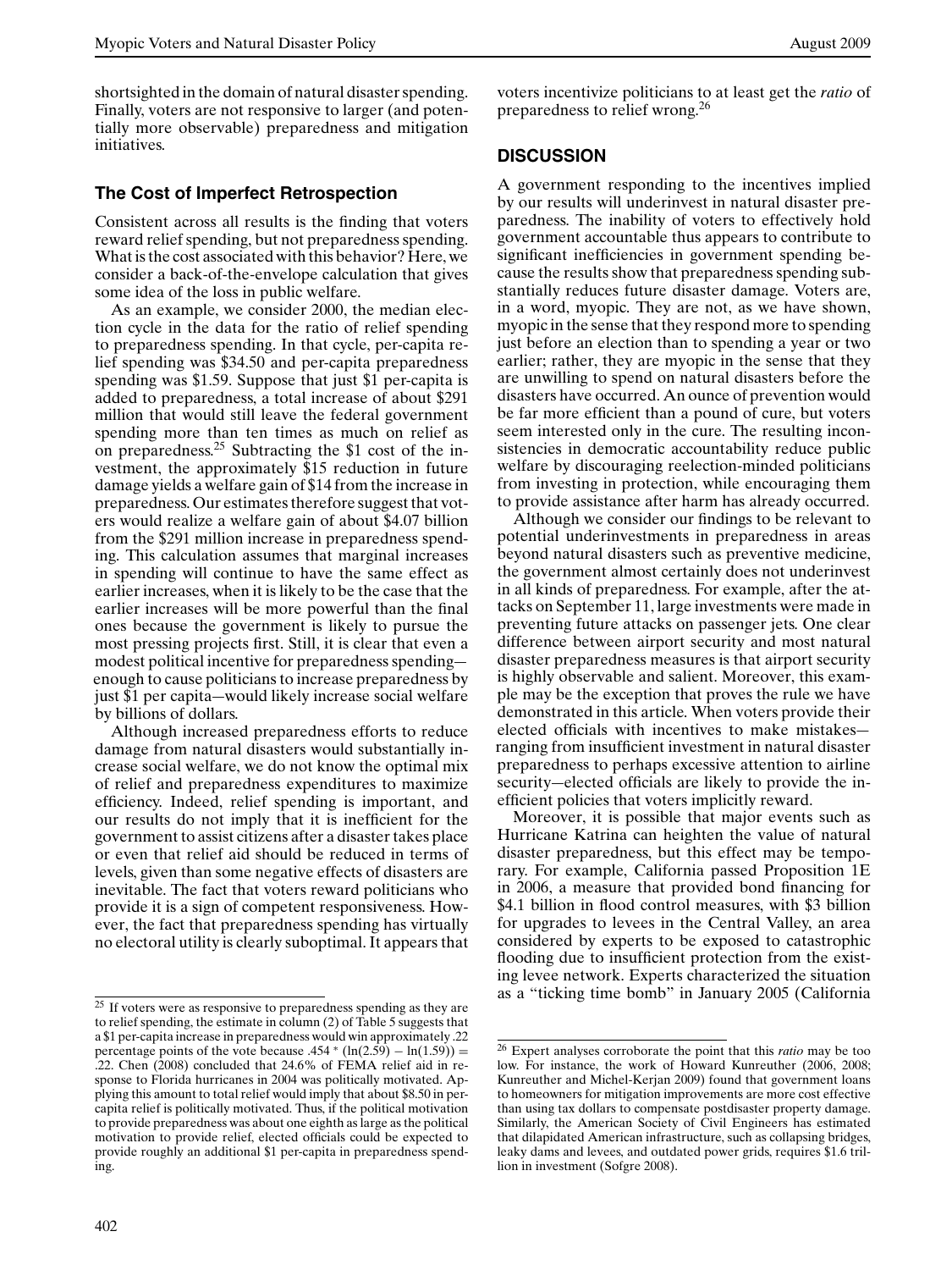shortsighted in the domain of natural disaster spending. Finally, voters are not responsive to larger (and potentially more observable) preparedness and mitigation initiatives.

### The Cost of Imperfect Retrospection

Consistent across all results is the finding that voters reward relief spending, but not preparedness spending. What is the cost associated with this behavior? Here, we consider a back-of-the-envelope calculation that gives some idea of the loss in public welfare.

As an example, we consider 2000, the median election cycle in the data for the ratio of relief spending to preparedness spending. In that cycle, per-capita relief spending was $34.50 and per-capita preparedness spending was $1.59. Suppose that just $1 per-capita is added to preparedness, a total increase of about $291 million that would still leave the federal government spending more than ten times as much on relief as on preparedness.[25] Subtracting the $1 cost of the investment, the approximately $15 reduction in future damage yields a welfare gain of $14 from the increase in preparedness. Our estimates therefore suggest that voters would realize a welfare gain of about $4.07 billion from the $291 million increase in preparedness spending. This calculation assumes that marginal increases in spending will continue to have the same effect as earlier increases, when it is likely to be the case that the earlier increases will be more powerful than the final ones because the government is likely to pursue the most pressing projects first. Still, it is clear that even a modest political incentive for preparedness spending—enough to cause politicians to increase preparedness by just $1 per capita—would likely increase social welfare by billions of dollars.

Although increased preparedness efforts to reduce damage from natural disasters would substantially increase social welfare, we do not know the optimal mix of relief and preparedness expenditures to maximize efficiency. Indeed, relief spending is important, and our results do not imply that it is inefficient for the government to assist citizens after a disaster takes place or even that relief aid should be reduced in terms of levels, given than some negative effects of disasters are inevitable. The fact that voters reward politicians who provide it is a sign of competent responsiveness. However, the fact that preparedness spending has virtually no electoral utility is clearly suboptimal. It appears that voters incentivize politicians to at least get the *ratio* of preparedness to relief wrong.[26]

### DISCUSSION

A government responding to the incentives implied by our results will underinvest in natural disaster preparedness. The inability of voters to effectively hold government accountable thus appears to contribute to significant inefficiencies in government spending because the results show that preparedness spending substantially reduces future disaster damage. Voters are, in a word, myopic. They are not, as we have shown, myopic in the sense that they respond more to spending just before an election than to spending a year or two earlier; rather, they are myopic in the sense that they are unwilling to spend on natural disasters before the disasters have occurred. An ounce of prevention would be far more efficient than a pound of cure, but voters seem interested only in the cure. The resulting inconsistencies in democratic accountability reduce public welfare by discouraging reelection-minded politicians from investing in protection, while encouraging them to provide assistance after harm has already occurred.

Although we consider our findings to be relevant to potential underinvestments in preparedness in areas beyond natural disasters such as preventive medicine, the government almost certainly does not underinvest in all kinds of preparedness. For example, after the attacks on September 11, large investments were made in preventing future attacks on passenger jets. One clear difference between airport security and most natural disaster preparedness measures is that airport security is highly observable and salient. Moreover, this example may be the exception that proves the rule we have demonstrated in this article. When voters provide their elected officials with incentives to make mistakes—ranging from insufficient investment in natural disaster preparedness to perhaps excessive attention to airline security—elected officials are likely to provide the inefficient policies that voters implicitly reward.

Moreover, it is possible that major events such as Hurricane Katrina can heighten the value of natural disaster preparedness, but this effect may be temporary. For example, California passed Proposition 1E in 2006, a measure that provided bond financing for $4.1 billion in flood control measures, with $3 billion for upgrades to levees in the Central Valley, an area considered by experts to be exposed to catastrophic flooding due to insufficient protection from the existing levee network. Experts characterized the situation as a "ticking time bomb" in January 2005 (California

---

[25] If voters were as responsive to preparedness spending as they are to relief spending, the estimate in column (2) of Table 5 suggests that a $1 per-capita increase in preparedness would win approximately .22 percentage points of the vote because $.454 * (\ln(2.59) - \ln(1.59)) = .22$. Chen (2008) concluded that 24.6% of FEMA relief aid in response to Florida hurricanes in 2004 was politically motivated. Applying this amount to total relief would imply that about $8.50 in per-capita relief is politically motivated. Thus, if the political motivation to provide preparedness was about one eighth as large as the political motivation to provide relief, elected officials could be expected to provide roughly an additional $1 per-capita in preparedness spending.

[26] Expert analyses corroborate the point that this *ratio* may be too low. For instance, the work of Howard Kunreuther (2006, 2008; Kunreuther and Michel-Kerjan 2009) found that government loans to homeowners for mitigation improvements are more cost effective than using tax dollars to compensate postdisaster property damage. Similarly, the American Society of Civil Engineers has estimated that dilapidated American infrastructure, such as collapsing bridges, leaky dams and levees, and outdated power grids, requires $1.6 trillion in investment (Sofgre 2008).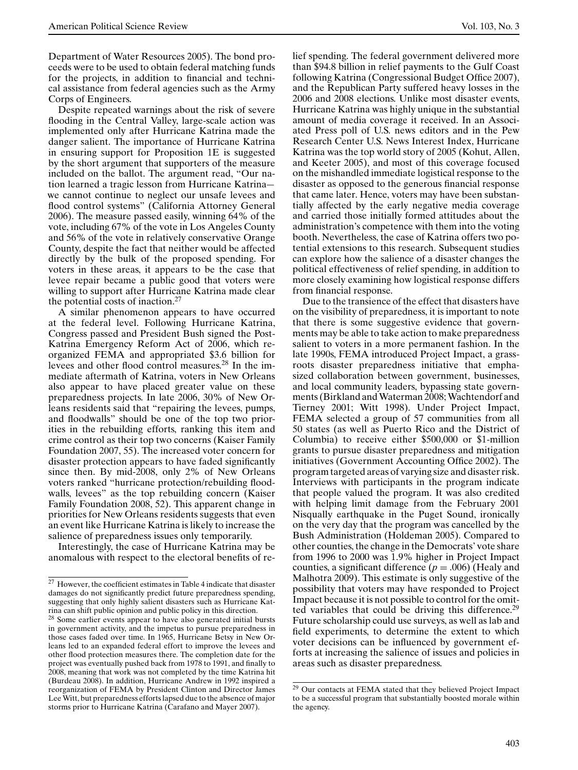Department of Water Resources 2005). The bond proceeds were to be used to obtain federal matching funds for the projects, in addition to financial and technical assistance from federal agencies such as the Army Corps of Engineers.

Despite repeated warnings about the risk of severe flooding in the Central Valley, large-scale action was implemented only after Hurricane Katrina made the danger salient. The importance of Hurricane Katrina in ensuring support for Proposition 1E is suggested by the short argument that supporters of the measure included on the ballot. The argument read, "Our nation learned a tragic lesson from Hurricane Katrina—we cannot continue to neglect our unsafe levees and flood control systems" (California Attorney General 2006). The measure passed easily, winning 64% of the vote, including 67% of the vote in Los Angeles County and 56% of the vote in relatively conservative Orange County, despite the fact that neither would be affected directly by the bulk of the proposed spending. For voters in these areas, it appears to be the case that levee repair became a public good that voters were willing to support after Hurricane Katrina made clear the potential costs of inaction.[27]

A similar phenomenon appears to have occurred at the federal level. Following Hurricane Katrina, Congress passed and President Bush signed the Post-Katrina Emergency Reform Act of 2006, which reorganized FEMA and appropriated \$3.6 billion for levees and other flood control measures.[28] In the immediate aftermath of Katrina, voters in New Orleans also appear to have placed greater value on these preparedness projects. In late 2006, 30% of New Orleans residents said that "repairing the levees, pumps, and floodwalls" should be one of the top two priorities in the rebuilding efforts, ranking this item and crime control as their top two concerns (Kaiser Family Foundation 2007, 55). The increased voter concern for disaster protection appears to have faded significantly since then. By mid-2008, only 2% of New Orleans voters ranked "hurricane protection/rebuilding floodwalls, levees" as the top rebuilding concern (Kaiser Family Foundation 2008, 52). This apparent change in priorities for New Orleans residents suggests that even an event like Hurricane Katrina is likely to increase the salience of preparedness issues only temporarily.

Interestingly, the case of Hurricane Katrina may be anomalous with respect to the electoral benefits of relief spending. The federal government delivered more than \$94.8 billion in relief payments to the Gulf Coast following Katrina (Congressional Budget Office 2007), and the Republican Party suffered heavy losses in the 2006 and 2008 elections. Unlike most disaster events, Hurricane Katrina was highly unique in the substantial amount of media coverage it received. In an Associated Press poll of U.S. news editors and in the Pew Research Center U.S. News Interest Index, Hurricane Katrina was the top world story of 2005 (Kohut, Allen, and Keeter 2005), and most of this coverage focused on the mishandled immediate logistical response to the disaster as opposed to the generous financial response that came later. Hence, voters may have been substantially affected by the early negative media coverage and carried those initially formed attitudes about the administration's competence with them into the voting booth. Nevertheless, the case of Katrina offers two potential extensions to this research. Subsequent studies can explore how the salience of a disaster changes the political effectiveness of relief spending, in addition to more closely examining how logistical response differs from financial response.

Due to the transience of the effect that disasters have on the visibility of preparedness, it is important to note that there is some suggestive evidence that governments may be able to take action to make preparedness salient to voters in a more permanent fashion. In the late 1990s, FEMA introduced Project Impact, a grassroots disaster preparedness initiative that emphasized collaboration between government, businesses, and local community leaders, bypassing state governments (Birkland and Waterman 2008; Wachtendorf and Tierney 2001; Witt 1998). Under Project Impact, FEMA selected a group of 57 communities from all 50 states (as well as Puerto Rico and the District of Columbia) to receive either \$500,000 or \$1-million grants to pursue disaster preparedness and mitigation initiatives (Government Accounting Office 2002). The program targeted areas of varying size and disaster risk. Interviews with participants in the program indicate that people valued the program. It was also credited with helping limit damage from the February 2001 Nisqually earthquake in the Puget Sound, ironically on the very day that the program was cancelled by the Bush Administration (Holdeman 2005). Compared to other counties, the change in the Democrats' vote share from 1996 to 2000 was 1.9% higher in Project Impact counties, a significant difference ($p = .006$) (Healy and Malhotra 2009). This estimate is only suggestive of the possibility that voters may have responded to Project Impact because it is not possible to control for the omitted variables that could be driving this difference.[29] Future scholarship could use surveys, as well as lab and field experiments, to determine the extent to which voter decisions can be influenced by government efforts at increasing the salience of issues and policies in areas such as disaster preparedness.

---

[27] However, the coefficient estimates in Table 4 indicate that disaster damages do not significantly predict future preparedness spending, suggesting that only highly salient disasters such as Hurricane Katrina can shift public opinion and public policy in this direction.

[28] Some earlier events appear to have also generated initial bursts in government activity, and the impetus to pursue preparedness in those cases faded over time. In 1965, Hurricane Betsy in New Orleans led to an expanded federal effort to improve the levees and other flood protection measures there. The completion date for the project was eventually pushed back from 1978 to 1991, and finally to 2008, meaning that work was not completed by the time Katrina hit (Burdeau 2008). In addition, Hurricane Andrew in 1992 inspired a reorganization of FEMA by President Clinton and Director James Lee Witt, but preparedness efforts lapsed due to the absence of major storms prior to Hurricane Katrina (Carafano and Mayer 2007).

[29] Our contacts at FEMA stated that they believed Project Impact to be a successful program that substantially boosted morale within the agency.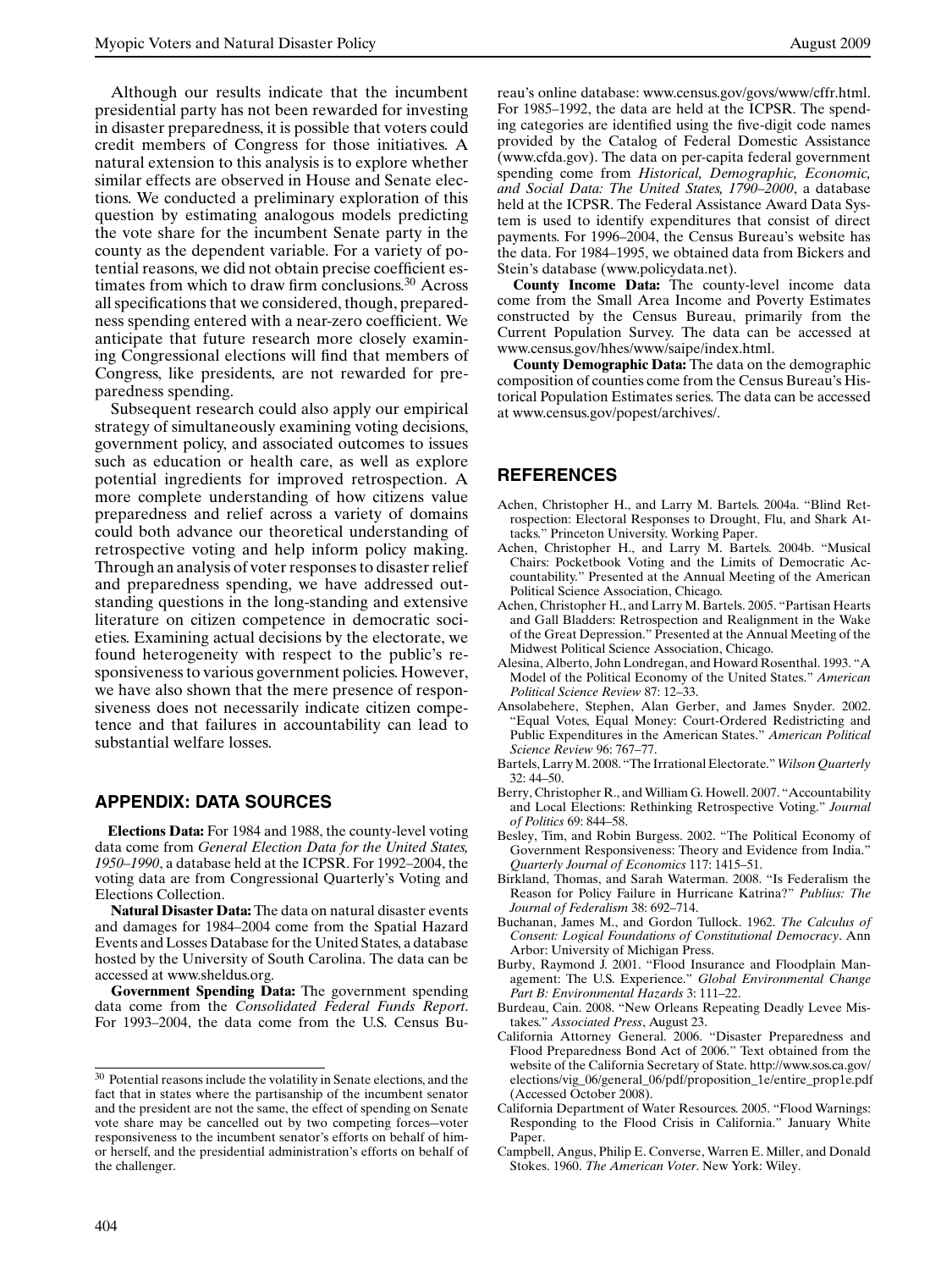Although our results indicate that the incumbent presidential party has not been rewarded for investing in disaster preparedness, it is possible that voters could credit members of Congress for those initiatives. A natural extension to this analysis is to explore whether similar effects are observed in House and Senate elections. We conducted a preliminary exploration of this question by estimating analogous models predicting the vote share for the incumbent Senate party in the county as the dependent variable. For a variety of potential reasons, we did not obtain precise coefficient estimates from which to draw firm conclusions.[30] Across all specifications that we considered, though, preparedness spending entered with a near-zero coefficient. We anticipate that future research more closely examining Congressional elections will find that members of Congress, like presidents, are not rewarded for preparedness spending.

Subsequent research could also apply our empirical strategy of simultaneously examining voting decisions, government policy, and associated outcomes to issues such as education or health care, as well as explore potential ingredients for improved retrospection. A more complete understanding of how citizens value preparedness and relief across a variety of domains could both advance our theoretical understanding of retrospective voting and help inform policy making. Through an analysis of voter responses to disaster relief and preparedness spending, we have addressed outstanding questions in the long-standing and extensive literature on citizen competence in democratic societies. Examining actual decisions by the electorate, we found heterogeneity with respect to the public's responsiveness to various government policies. However, we have also shown that the mere presence of responsiveness does not necessarily indicate citizen competence and that failures in accountability can lead to substantial welfare losses.

## APPENDIX: DATA SOURCES

**Elections Data:** For 1984 and 1988, the county-level voting data come from *General Election Data for the United States, 1950–1990*, a database held at the ICPSR. For 1992–2004, the voting data are from Congressional Quarterly's Voting and Elections Collection.

**Natural Disaster Data:** The data on natural disaster events and damages for 1984–2004 come from the Spatial Hazard Events and Losses Database for the United States, a database hosted by the University of South Carolina. The data can be accessed at www.sheldus.org.

**Government Spending Data:** The government spending data come from the *Consolidated Federal Funds Report*. For 1993–2004, the data come from the U.S. Census Bureau's online database: www.census.gov/govs/www/cffr.html. For 1985–1992, the data are held at the ICPSR. The spending categories are identified using the five-digit code names provided by the Catalog of Federal Domestic Assistance (www.cfda.gov). The data on per-capita federal government spending come from *Historical, Demographic, Economic, and Social Data: The United States, 1790–2000*, a database held at the ICPSR. The Federal Assistance Award Data System is used to identify expenditures that consist of direct payments. For 1996–2004, the Census Bureau's website has the data. For 1984–1995, we obtained data from Bickers and Stein's database (www.policydata.net).

**County Income Data:** The county-level income data come from the Small Area Income and Poverty Estimates constructed by the Census Bureau, primarily from the Current Population Survey. The data can be accessed at www.census.gov/hhes/www/saipe/index.html.

**County Demographic Data:** The data on the demographic composition of counties come from the Census Bureau's Historical Population Estimates series. The data can be accessed at www.census.gov/popest/archives/.

## REFERENCES

Achen, Christopher H., and Larry M. Bartels. 2004a. "Blind Retrospection: Electoral Responses to Drought, Flu, and Shark Attacks." Princeton University. Working Paper.

Achen, Christopher H., and Larry M. Bartels. 2004b. "Musical Chairs: Pocketbook Voting and the Limits of Democratic Accountability." Presented at the Annual Meeting of the American Political Science Association, Chicago.

Achen, Christopher H., and Larry M. Bartels. 2005. "Partisan Hearts and Gall Bladders: Retrospection and Realignment in the Wake of the Great Depression." Presented at the Annual Meeting of the Midwest Political Science Association, Chicago.

Alesina, Alberto, John Londregan, and Howard Rosenthal. 1993. "A Model of the Political Economy of the United States." *American Political Science Review* 87: 12–33.

Ansolabehere, Stephen, Alan Gerber, and James Snyder. 2002. "Equal Votes, Equal Money: Court-Ordered Redistricting and Public Expenditures in the American States." *American Political Science Review* 96: 767–77.

Bartels, Larry M. 2008. "The Irrational Electorate." *Wilson Quarterly* 32: 44–50.

Berry, Christopher R., and William G. Howell. 2007. "Accountability and Local Elections: Rethinking Retrospective Voting." *Journal of Politics* 69: 844–58.

Besley, Tim, and Robin Burgess. 2002. "The Political Economy of Government Responsiveness: Theory and Evidence from India." *Quarterly Journal of Economics* 117: 1415–51.

Birkland, Thomas, and Sarah Waterman. 2008. "Is Federalism the Reason for Policy Failure in Hurricane Katrina?" *Publius: The Journal of Federalism* 38: 692–714.

Buchanan, James M., and Gordon Tullock. 1962. *The Calculus of Consent: Logical Foundations of Constitutional Democracy*. Ann Arbor: University of Michigan Press.

Burby, Raymond J. 2001. "Flood Insurance and Floodplain Management: The U.S. Experience." *Global Environmental Change Part B: Environmental Hazards* 3: 111–22.

Burdeau, Cain. 2008. "New Orleans Repeating Deadly Levee Mistakes." *Associated Press*, August 23.

California Attorney General. 2006. "Disaster Preparedness and Flood Preparedness Bond Act of 2006." Text obtained from the website of the California Secretary of State. http://www.sos.ca.gov/elections/vig_06/general_06/pdf/proposition_1e/entire_prop1e.pdf (Accessed October 2008).

California Department of Water Resources. 2005. "Flood Warnings: Responding to the Flood Crisis in California." January White Paper.

Campbell, Angus, Philip E. Converse, Warren E. Miller, and Donald Stokes. 1960. *The American Voter*. New York: Wiley.

---

[30] Potential reasons include the volatility in Senate elections, and the fact that in states where the partisanship of the incumbent senator and the president are not the same, the effect of spending on Senate vote share may be cancelled out by two competing forces—voter responsiveness to the incumbent senator's efforts on behalf of him- or herself, and the presidential administration's efforts on behalf of the challenger.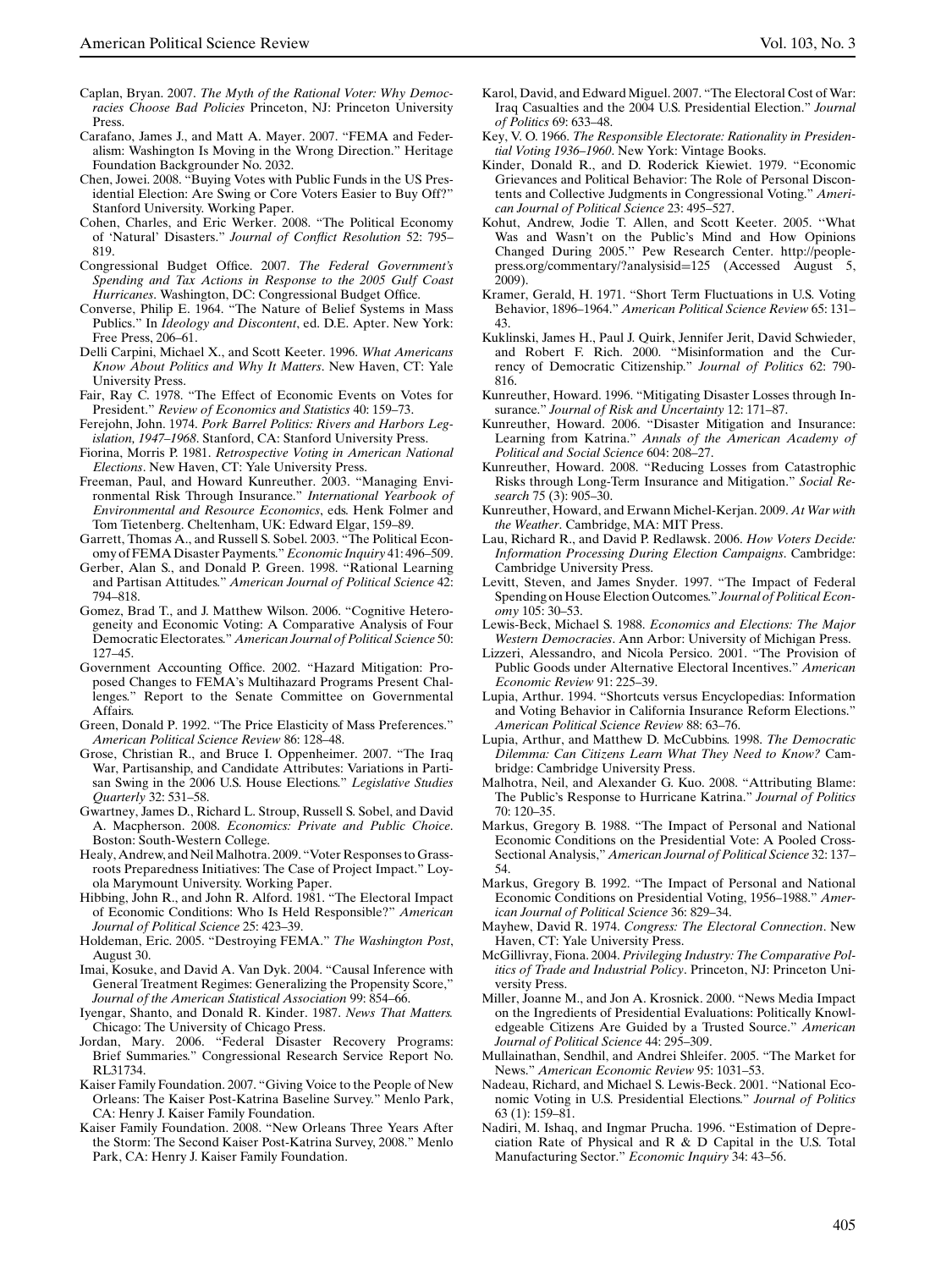Caplan, Bryan. 2007. *The Myth of the Rational Voter: Why Democracies Choose Bad Policies* Princeton, NJ: Princeton University Press.

Carafano, James J., and Matt A. Mayer. 2007. "FEMA and Federalism: Washington Is Moving in the Wrong Direction." Heritage Foundation Backgrounder No. 2032.

Chen, Jowei. 2008. "Buying Votes with Public Funds in the US Presidential Election: Are Swing or Core Voters Easier to Buy Off?" Stanford University. Working Paper.

Cohen, Charles, and Eric Werker. 2008. "The Political Economy of 'Natural' Disasters." *Journal of Conflict Resolution* 52: 795–819.

Congressional Budget Office. 2007. *The Federal Government's Spending and Tax Actions in Response to the 2005 Gulf Coast Hurricanes*. Washington, DC: Congressional Budget Office.

Converse, Philip E. 1964. "The Nature of Belief Systems in Mass Publics." In *Ideology and Discontent*, ed. D.E. Apter. New York: Free Press, 206–61.

Delli Carpini, Michael X., and Scott Keeter. 1996. *What Americans Know About Politics and Why It Matters*. New Haven, CT: Yale University Press.

Fair, Ray C. 1978. "The Effect of Economic Events on Votes for President." *Review of Economics and Statistics* 40: 159–73.

Ferejohn, John. 1974. *Pork Barrel Politics: Rivers and Harbors Legislation, 1947–1968*. Stanford, CA: Stanford University Press.

Fiorina, Morris P. 1981. *Retrospective Voting in American National Elections*. New Haven, CT: Yale University Press.

Freeman, Paul, and Howard Kunreuther. 2003. "Managing Environmental Risk Through Insurance." *International Yearbook of Environmental and Resource Economics*, eds. Henk Folmer and Tom Tietenberg. Cheltenham, UK: Edward Elgar, 159–89.

Garrett, Thomas A., and Russell S. Sobel. 2003. "The Political Economy of FEMA Disaster Payments." *Economic Inquiry* 41: 496–509.

Gerber, Alan S., and Donald P. Green. 1998. "Rational Learning and Partisan Attitudes." *American Journal of Political Science* 42: 794–818.

Gomez, Brad T., and J. Matthew Wilson. 2006. "Cognitive Heterogeneity and Economic Voting: A Comparative Analysis of Four Democratic Electorates." *American Journal of Political Science* 50: 127–45.

Government Accounting Office. 2002. "Hazard Mitigation: Proposed Changes to FEMA's Multihazard Programs Present Challenges." Report to the Senate Committee on Governmental Affairs.

Green, Donald P. 1992. "The Price Elasticity of Mass Preferences." *American Political Science Review* 86: 128–48.

Grose, Christian R., and Bruce I. Oppenheimer. 2007. "The Iraq War, Partisanship, and Candidate Attributes: Variations in Partisan Swing in the 2006 U.S. House Elections." *Legislative Studies Quarterly* 32: 531–58.

Gwartney, James D., Richard L. Stroup, Russell S. Sobel, and David A. Macpherson. 2008. *Economics: Private and Public Choice*. Boston: South-Western College.

Healy, Andrew, and Neil Malhotra. 2009. "Voter Responses to Grassroots Preparedness Initiatives: The Case of Project Impact." Loyola Marymount University. Working Paper.

Hibbing, John R., and John R. Alford. 1981. "The Electoral Impact of Economic Conditions: Who Is Held Responsible?" *American Journal of Political Science* 25: 423–39.

Holdeman, Eric. 2005. "Destroying FEMA." *The Washington Post*, August 30.

Imai, Kosuke, and David A. Van Dyk. 2004. "Causal Inference with General Treatment Regimes: Generalizing the Propensity Score," *Journal of the American Statistical Association* 99: 854–66.

Iyengar, Shanto, and Donald R. Kinder. 1987. *News That Matters*. Chicago: The University of Chicago Press.

Jordan, Mary. 2006. "Federal Disaster Recovery Programs: Brief Summaries." Congressional Research Service Report No. RL31734.

Kaiser Family Foundation. 2007. "Giving Voice to the People of New Orleans: The Kaiser Post-Katrina Baseline Survey." Menlo Park, CA: Henry J. Kaiser Family Foundation.

Kaiser Family Foundation. 2008. "New Orleans Three Years After the Storm: The Second Kaiser Post-Katrina Survey, 2008." Menlo Park, CA: Henry J. Kaiser Family Foundation.

Karol, David, and Edward Miguel. 2007. "The Electoral Cost of War: Iraq Casualties and the 2004 U.S. Presidential Election." *Journal of Politics* 69: 633–48.

Key, V. O. 1966. *The Responsible Electorate: Rationality in Presidential Voting 1936–1960*. New York: Vintage Books.

Kinder, Donald R., and D. Roderick Kiewiet. 1979. "Economic Grievances and Political Behavior: The Role of Personal Discontents and Collective Judgments in Congressional Voting." *American Journal of Political Science* 23: 495–527.

Kohut, Andrew, Jodie T. Allen, and Scott Keeter. 2005. "What Was and Wasn't on the Public's Mind and How Opinions Changed During 2005." Pew Research Center. http://people-press.org/commentary/?analysisid=125 (Accessed August 5, 2009).

Kramer, Gerald, H. 1971. "Short Term Fluctuations in U.S. Voting Behavior, 1896–1964." *American Political Science Review* 65: 131–43.

Kuklinski, James H., Paul J. Quirk, Jennifer Jerit, David Schwieder, and Robert F. Rich. 2000. "Misinformation and the Currency of Democratic Citizenship." *Journal of Politics* 62: 790-816.

Kunreuther, Howard. 1996. "Mitigating Disaster Losses through Insurance." *Journal of Risk and Uncertainty* 12: 171–87.

Kunreuther, Howard. 2006. "Disaster Mitigation and Insurance: Learning from Katrina." *Annals of the American Academy of Political and Social Science* 604: 208–27.

Kunreuther, Howard. 2008. "Reducing Losses from Catastrophic Risks through Long-Term Insurance and Mitigation." *Social Research* 75 (3): 905–30.

Kunreuther, Howard, and Erwann Michel-Kerjan. 2009. *At War with the Weather*. Cambridge, MA: MIT Press.

Lau, Richard R., and David P. Redlawsk. 2006. *How Voters Decide: Information Processing During Election Campaigns*. Cambridge: Cambridge University Press.

Levitt, Steven, and James Snyder. 1997. "The Impact of Federal Spending on House Election Outcomes." *Journal of Political Economy* 105: 30–53.

Lewis-Beck, Michael S. 1988. *Economics and Elections: The Major Western Democracies*. Ann Arbor: University of Michigan Press.

Lizzeri, Alessandro, and Nicola Persico. 2001. "The Provision of Public Goods under Alternative Electoral Incentives." *American Economic Review* 91: 225–39.

Lupia, Arthur. 1994. "Shortcuts versus Encyclopedias: Information and Voting Behavior in California Insurance Reform Elections." *American Political Science Review* 88: 63–76.

Lupia, Arthur, and Matthew D. McCubbins. 1998. *The Democratic Dilemma: Can Citizens Learn What They Need to Know?* Cambridge: Cambridge University Press.

Malhotra, Neil, and Alexander G. Kuo. 2008. "Attributing Blame: The Public's Response to Hurricane Katrina." *Journal of Politics* 70: 120–35.

Markus, Gregory B. 1988. "The Impact of Personal and National Economic Conditions on the Presidential Vote: A Pooled Cross-Sectional Analysis," *American Journal of Political Science* 32: 137–54.

Markus, Gregory B. 1992. "The Impact of Personal and National Economic Conditions on Presidential Voting, 1956–1988." *American Journal of Political Science* 36: 829–34.

Mayhew, David R. 1974. *Congress: The Electoral Connection*. New Haven, CT: Yale University Press.

McGillivray, Fiona. 2004. *Privileging Industry: The Comparative Politics of Trade and Industrial Policy*. Princeton, NJ: Princeton University Press.

Miller, Joanne M., and Jon A. Krosnick. 2000. "News Media Impact on the Ingredients of Presidential Evaluations: Politically Knowledgeable Citizens Are Guided by a Trusted Source." *American Journal of Political Science* 44: 295–309.

Mullainathan, Sendhil, and Andrei Shleifer. 2005. "The Market for News." *American Economic Review* 95: 1031–53.

Nadeau, Richard, and Michael S. Lewis-Beck. 2001. "National Economic Voting in U.S. Presidential Elections." *Journal of Politics* 63 (1): 159–81.

Nadiri, M. Ishaq, and Ingmar Prucha. 1996. "Estimation of Depreciation Rate of Physical and R & D Capital in the U.S. Total Manufacturing Sector." *Economic Inquiry* 34: 43–56.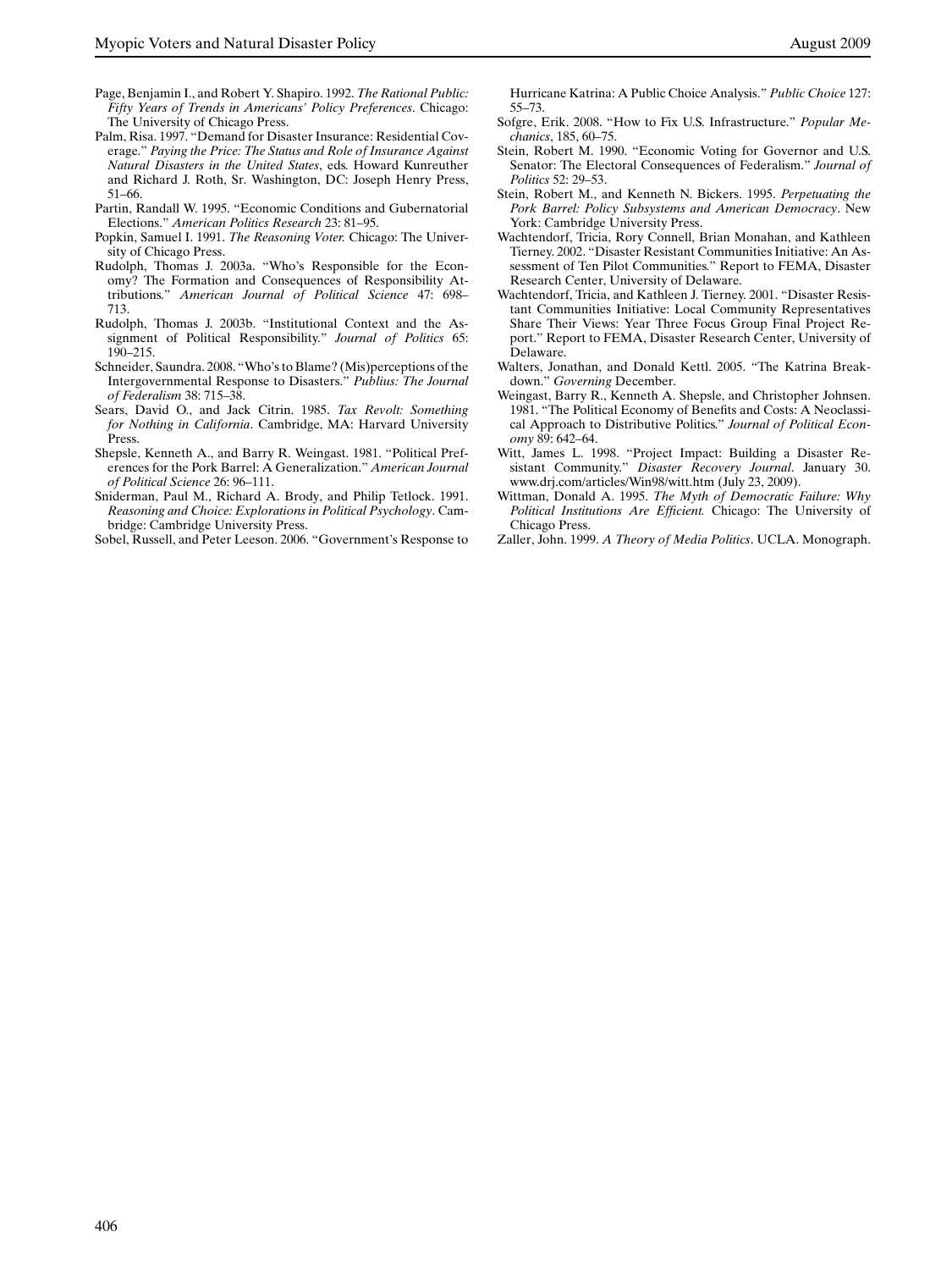Page, Benjamin I., and Robert Y. Shapiro. 1992. *The Rational Public: Fifty Years of Trends in Americans' Policy Preferences*. Chicago: The University of Chicago Press.

Palm, Risa. 1997. "Demand for Disaster Insurance: Residential Coverage." *Paying the Price: The Status and Role of Insurance Against Natural Disasters in the United States*, eds. Howard Kunreuther and Richard J. Roth, Sr. Washington, DC: Joseph Henry Press, 51–66.

Partin, Randall W. 1995. "Economic Conditions and Gubernatorial Elections." *American Politics Research* 23: 81–95.

Popkin, Samuel I. 1991. *The Reasoning Voter.* Chicago: The University of Chicago Press.

Rudolph, Thomas J. 2003a. "Who's Responsible for the Economy? The Formation and Consequences of Responsibility Attributions." *American Journal of Political Science* 47: 698–713.

Rudolph, Thomas J. 2003b. "Institutional Context and the Assignment of Political Responsibility." *Journal of Politics* 65: 190–215.

Schneider, Saundra. 2008. "Who's to Blame? (Mis)perceptions of the Intergovernmental Response to Disasters." *Publius: The Journal of Federalism* 38: 715–38.

Sears, David O., and Jack Citrin. 1985. *Tax Revolt: Something for Nothing in California*. Cambridge, MA: Harvard University Press.

Shepsle, Kenneth A., and Barry R. Weingast. 1981. "Political Preferences for the Pork Barrel: A Generalization." *American Journal of Political Science* 26: 96–111.

Sniderman, Paul M., Richard A. Brody, and Philip Tetlock. 1991. *Reasoning and Choice: Explorations in Political Psychology*. Cambridge: Cambridge University Press.

Sobel, Russell, and Peter Leeson. 2006. "Government's Response to Hurricane Katrina: A Public Choice Analysis." *Public Choice* 127: 55–73.

Sofgre, Erik. 2008. "How to Fix U.S. Infrastructure." *Popular Mechanics*, 185, 60–75.

Stein, Robert M. 1990. "Economic Voting for Governor and U.S. Senator: The Electoral Consequences of Federalism." *Journal of Politics* 52: 29–53.

Stein, Robert M., and Kenneth N. Bickers. 1995. *Perpetuating the Pork Barrel: Policy Subsystems and American Democracy*. New York: Cambridge University Press.

Wachtendorf, Tricia, Rory Connell, Brian Monahan, and Kathleen Tierney. 2002. "Disaster Resistant Communities Initiative: An Assessment of Ten Pilot Communities." Report to FEMA, Disaster Research Center, University of Delaware.

Wachtendorf, Tricia, and Kathleen J. Tierney. 2001. "Disaster Resistant Communities Initiative: Local Community Representatives Share Their Views: Year Three Focus Group Final Project Report." Report to FEMA, Disaster Research Center, University of Delaware.

Walters, Jonathan, and Donald Kettl. 2005. "The Katrina Breakdown." *Governing* December.

Weingast, Barry R., Kenneth A. Shepsle, and Christopher Johnsen. 1981. "The Political Economy of Benefits and Costs: A Neoclassical Approach to Distributive Politics." *Journal of Political Economy* 89: 642–64.

Witt, James L. 1998. "Project Impact: Building a Disaster Resistant Community." *Disaster Recovery Journal*. January 30. www.drj.com/articles/Win98/witt.htm (July 23, 2009).

Wittman, Donald A. 1995. *The Myth of Democratic Failure: Why Political Institutions Are Efficient.* Chicago: The University of Chicago Press.

Zaller, John. 1999. *A Theory of Media Politics*. UCLA. Monograph.